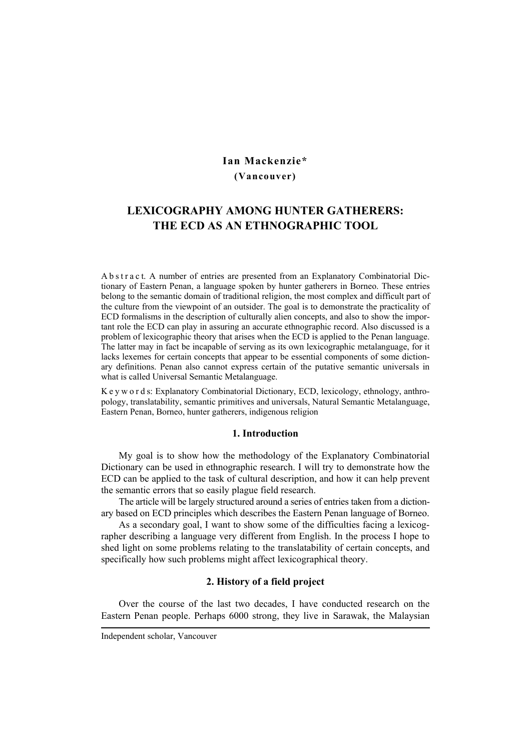**Ian Mackenzie***

**(Vancouver)**

# LEXICOGRAPHY AMONG HUNTER GATHERERS: THE ECD AS AN ETHNOGRAPHIC TOOL

Abstract. A number of entries are presented from an Explanatory Combinatorial Dictionary of Eastern Penan, a language spoken by hunter gatherers in Borneo. These entries belong to the semantic domain of traditional religion, the most complex and difficult part of the culture from the viewpoint of an outsider. The goal is to demonstrate the practicality of ECD formalisms in the description of culturally alien concepts, and also to show the important role the ECD can play in assuring an accurate ethnographic record. Also discussed is a problem of lexicographic theory that arises when the ECD is applied to the Penan language. The latter may in fact be incapable of serving as its own lexicographic metalanguage, for it lacks lexemes for certain concepts that appear to be essential components of some dictionary definitions. Penan also cannot express certain of the putative semantic universals in what is called Universal Semantic Metalanguage.

Keywords: Explanatory Combinatorial Dictionary, ECD, lexicology, ethnology, anthropology, translatability, semantic primitives and universals, Natural Semantic Metalanguage, Eastern Penan, Borneo, hunter gatherers, indigenous religion

## 1. Introduction

My goal is to show how the methodology of the Explanatory Combinatorial Dictionary can be used in ethnographic research. I will try to demonstrate how the ECD can be applied to the task of cultural description, and how it can help prevent the semantic errors that so easily plague field research.

The article will be largely structured around a series of entries taken from a dictionary based on ECD principles which describes the Eastern Penan language of Borneo.

As a secondary goal, I want to show some of the difficulties facing a lexicographer describing a language very different from English. In the process I hope to shed light on some problems relating to the translatability of certain concepts, and specifically how such problems might affect lexicographical theory.

## 2. History of a field project

Over the course of the last two decades, I have conducted research on the Eastern Penan people. Perhaps 6000 strong, they live in Sarawak, the Malaysian

---

* Independent scholar, Vancouver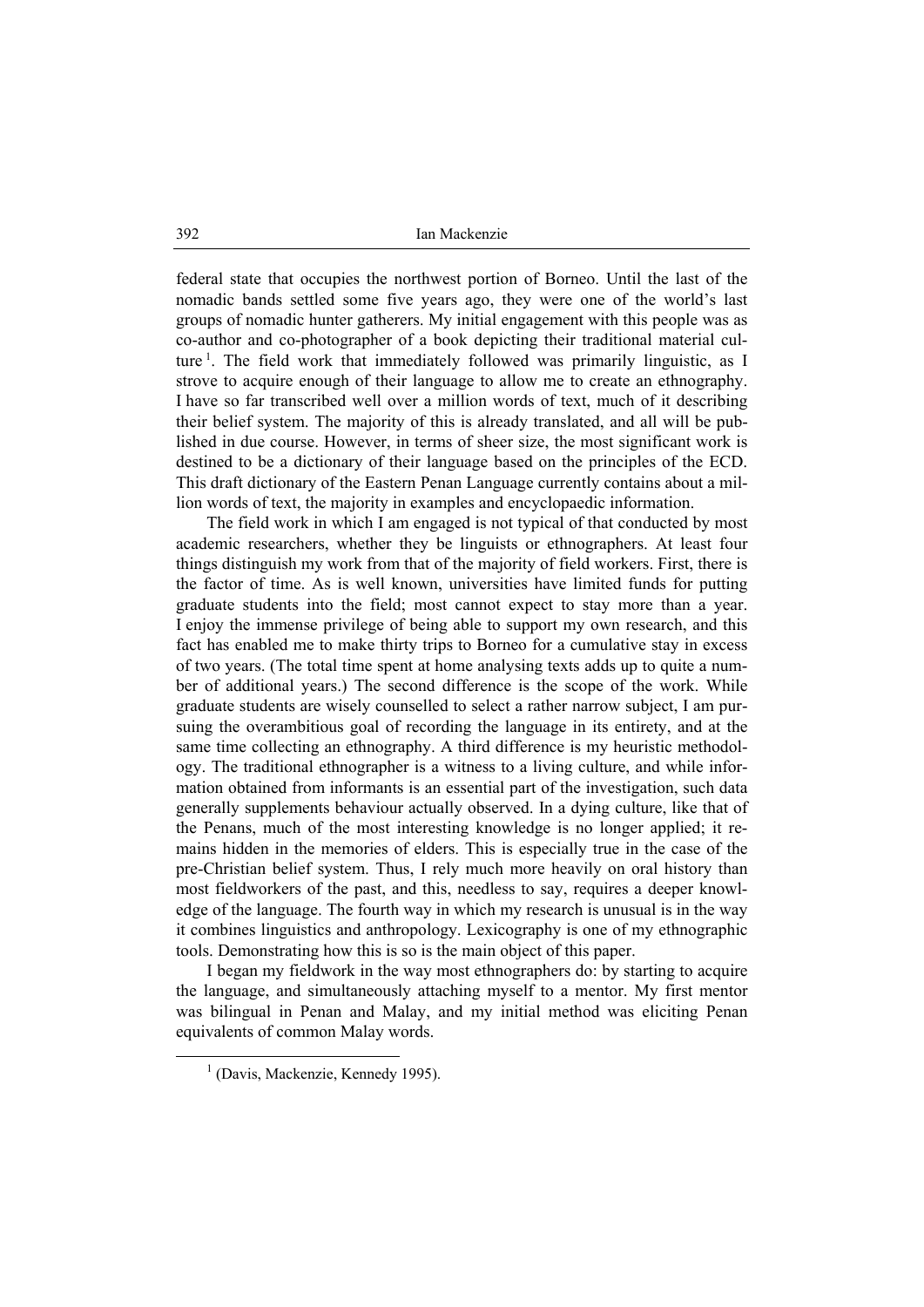federal state that occupies the northwest portion of Borneo. Until the last of the nomadic bands settled some five years ago, they were one of the world's last groups of nomadic hunter gatherers. My initial engagement with this people was as co-author and co-photographer of a book depicting their traditional material culture [1]. The field work that immediately followed was primarily linguistic, as I strove to acquire enough of their language to allow me to create an ethnography. I have so far transcribed well over a million words of text, much of it describing their belief system. The majority of this is already translated, and all will be published in due course. However, in terms of sheer size, the most significant work is destined to be a dictionary of their language based on the principles of the ECD. This draft dictionary of the Eastern Penan Language currently contains about a million words of text, the majority in examples and encyclopaedic information.

The field work in which I am engaged is not typical of that conducted by most academic researchers, whether they be linguists or ethnographers. At least four things distinguish my work from that of the majority of field workers. First, there is the factor of time. As is well known, universities have limited funds for putting graduate students into the field; most cannot expect to stay more than a year. I enjoy the immense privilege of being able to support my own research, and this fact has enabled me to make thirty trips to Borneo for a cumulative stay in excess of two years. (The total time spent at home analysing texts adds up to quite a number of additional years.) The second difference is the scope of the work. While graduate students are wisely counselled to select a rather narrow subject, I am pursuing the overambitious goal of recording the language in its entirety, and at the same time collecting an ethnography. A third difference is my heuristic methodology. The traditional ethnographer is a witness to a living culture, and while information obtained from informants is an essential part of the investigation, such data generally supplements behaviour actually observed. In a dying culture, like that of the Penans, much of the most interesting knowledge is no longer applied; it remains hidden in the memories of elders. This is especially true in the case of the pre-Christian belief system. Thus, I rely much more heavily on oral history than most fieldworkers of the past, and this, needless to say, requires a deeper knowledge of the language. The fourth way in which my research is unusual is in the way it combines linguistics and anthropology. Lexicography is one of my ethnographic tools. Demonstrating how this is so is the main object of this paper.

I began my fieldwork in the way most ethnographers do: by starting to acquire the language, and simultaneously attaching myself to a mentor. My first mentor was bilingual in Penan and Malay, and my initial method was eliciting Penan equivalents of common Malay words.

[1] (Davis, Mackenzie, Kennedy 1995).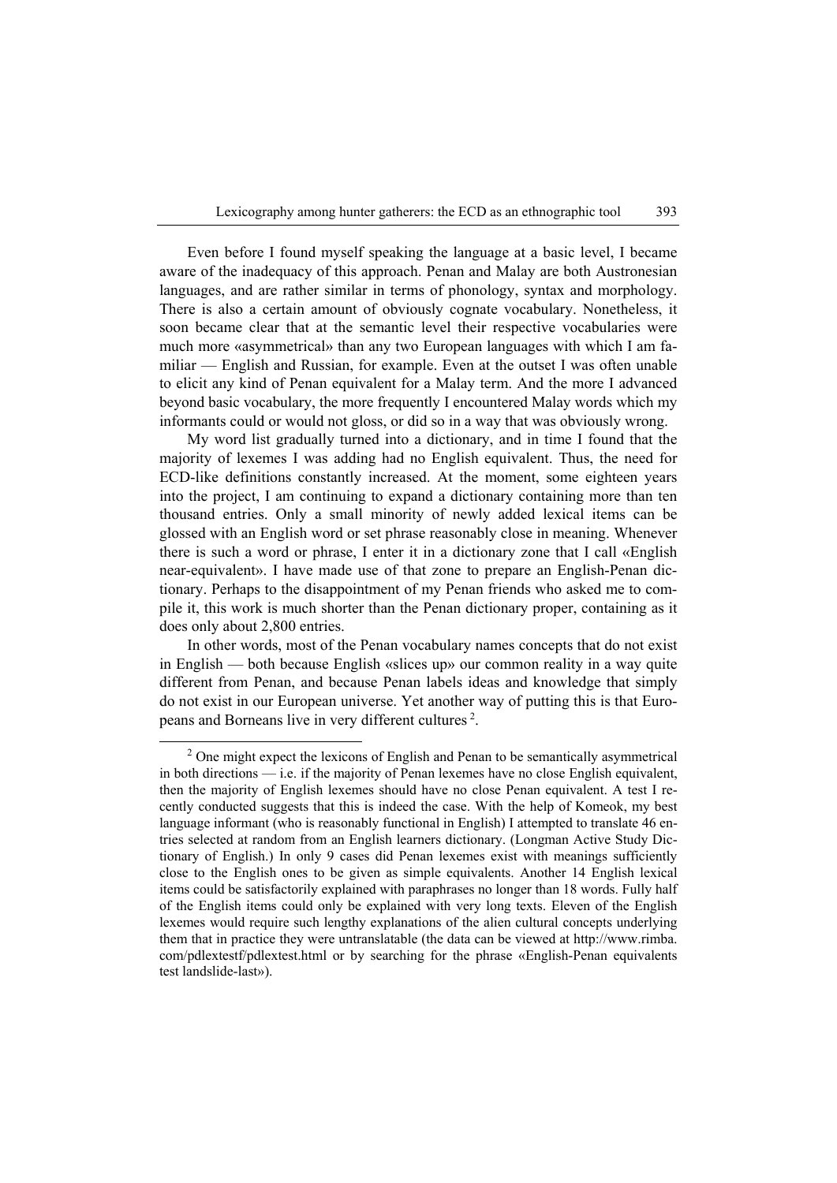Even before I found myself speaking the language at a basic level, I became aware of the inadequacy of this approach. Penan and Malay are both Austronesian languages, and are rather similar in terms of phonology, syntax and morphology. There is also a certain amount of obviously cognate vocabulary. Nonetheless, it soon became clear that at the semantic level their respective vocabularies were much more «asymmetrical» than any two European languages with which I am familiar — English and Russian, for example. Even at the outset I was often unable to elicit any kind of Penan equivalent for a Malay term. And the more I advanced beyond basic vocabulary, the more frequently I encountered Malay words which my informants could or would not gloss, or did so in a way that was obviously wrong.

My word list gradually turned into a dictionary, and in time I found that the majority of lexemes I was adding had no English equivalent. Thus, the need for ECD-like definitions constantly increased. At the moment, some eighteen years into the project, I am continuing to expand a dictionary containing more than ten thousand entries. Only a small minority of newly added lexical items can be glossed with an English word or set phrase reasonably close in meaning. Whenever there is such a word or phrase, I enter it in a dictionary zone that I call «English near-equivalent». I have made use of that zone to prepare an English-Penan dictionary. Perhaps to the disappointment of my Penan friends who asked me to compile it, this work is much shorter than the Penan dictionary proper, containing as it does only about 2,800 entries.

In other words, most of the Penan vocabulary names concepts that do not exist in English — both because English «slices up» our common reality in a way quite different from Penan, and because Penan labels ideas and knowledge that simply do not exist in our European universe. Yet another way of putting this is that Europeans and Borneans live in very different cultures [2].

[2] One might expect the lexicons of English and Penan to be semantically asymmetrical in both directions — i.e. if the majority of Penan lexemes have no close English equivalent, then the majority of English lexemes should have no close Penan equivalent. A test I recently conducted suggests that this is indeed the case. With the help of Komeok, my best language informant (who is reasonably functional in English) I attempted to translate 46 entries selected at random from an English learners dictionary. (Longman Active Study Dictionary of English.) In only 9 cases did Penan lexemes exist with meanings sufficiently close to the English ones to be given as simple equivalents. Another 14 English lexical items could be satisfactorily explained with paraphrases no longer than 18 words. Fully half of the English items could only be explained with very long texts. Eleven of the English lexemes would require such lengthy explanations of the alien cultural concepts underlying them that in practice they were untranslatable (the data can be viewed at http://www.rimba.com/pdlextestf/pdlextest.html or by searching for the phrase «English-Penan equivalents test landslide-last»).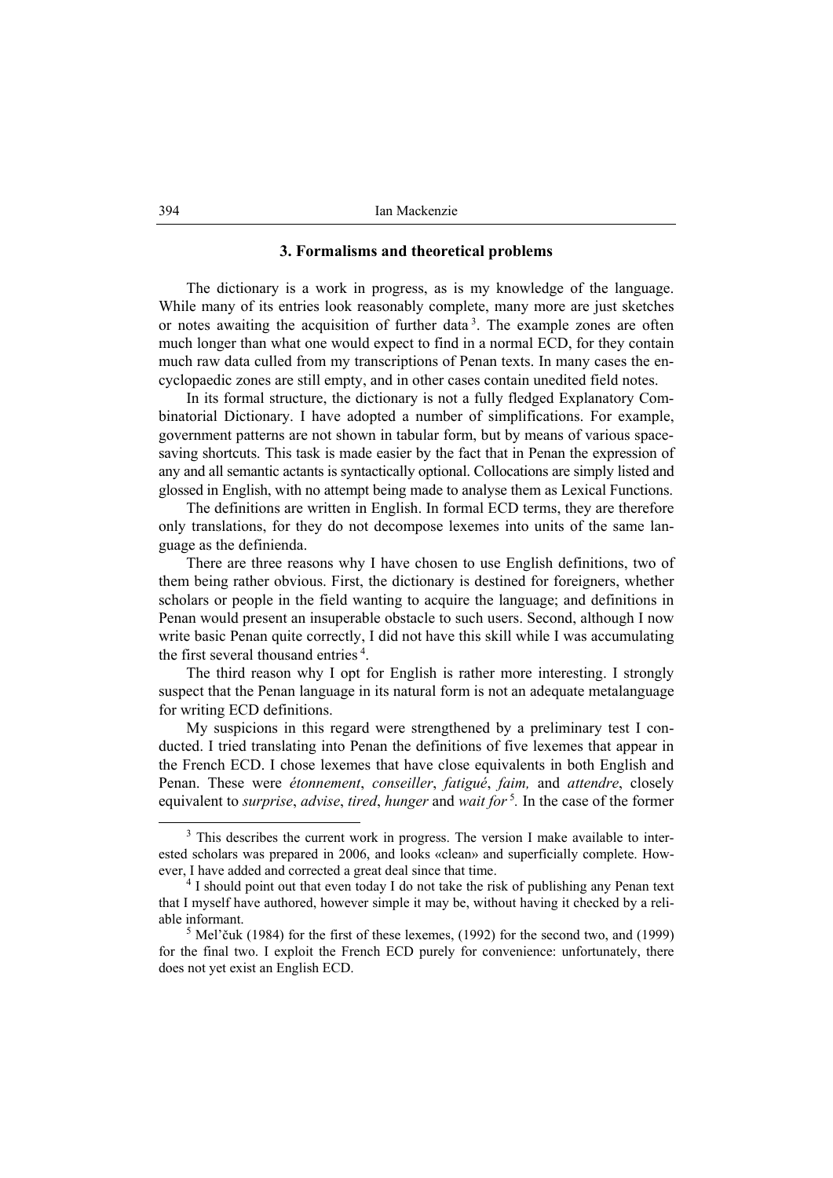## 3. Formalisms and theoretical problems

The dictionary is a work in progress, as is my knowledge of the language. While many of its entries look reasonably complete, many more are just sketches or notes awaiting the acquisition of further data [3]. The example zones are often much longer than what one would expect to find in a normal ECD, for they contain much raw data culled from my transcriptions of Penan texts. In many cases the encyclopaedic zones are still empty, and in other cases contain unedited field notes.

In its formal structure, the dictionary is not a fully fledged Explanatory Combinatorial Dictionary. I have adopted a number of simplifications. For example, government patterns are not shown in tabular form, but by means of various space-saving shortcuts. This task is made easier by the fact that in Penan the expression of any and all semantic actants is syntactically optional. Collocations are simply listed and glossed in English, with no attempt being made to analyse them as Lexical Functions.

The definitions are written in English. In formal ECD terms, they are therefore only translations, for they do not decompose lexemes into units of the same language as the definienda.

There are three reasons why I have chosen to use English definitions, two of them being rather obvious. First, the dictionary is destined for foreigners, whether scholars or people in the field wanting to acquire the language; and definitions in Penan would present an insuperable obstacle to such users. Second, although I now write basic Penan quite correctly, I did not have this skill while I was accumulating the first several thousand entries [4].

The third reason why I opt for English is rather more interesting. I strongly suspect that the Penan language in its natural form is not an adequate metalanguage for writing ECD definitions.

My suspicions in this regard were strengthened by a preliminary test I conducted. I tried translating into Penan the definitions of five lexemes that appear in the French ECD. I chose lexemes that have close equivalents in both English and Penan. These were *étonnement*, *conseiller*, *fatigué*, *faim,* and *attendre*, closely equivalent to *surprise*, *advise*, *tired*, *hunger* and *wait for* [5]. In the case of the former

---

[3] This describes the current work in progress. The version I make available to interested scholars was prepared in 2006, and looks «clean» and superficially complete. However, I have added and corrected a great deal since that time.

[4] I should point out that even today I do not take the risk of publishing any Penan text that I myself have authored, however simple it may be, without having it checked by a reliable informant.

[5] Mel'čuk (1984) for the first of these lexemes, (1992) for the second two, and (1999) for the final two. I exploit the French ECD purely for convenience: unfortunately, there does not yet exist an English ECD.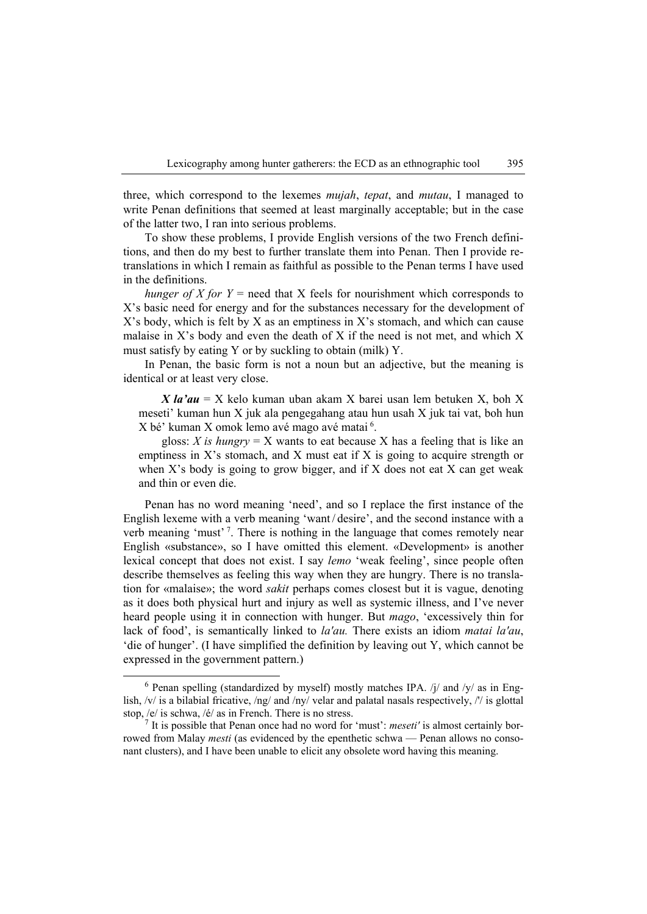three, which correspond to the lexemes *mujah*, *tepat*, and *mutau*, I managed to write Penan definitions that seemed at least marginally acceptable; but in the case of the latter two, I ran into serious problems.

To show these problems, I provide English versions of the two French definitions, and then do my best to further translate them into Penan. Then I provide retranslations in which I remain as faithful as possible to the Penan terms I have used in the definitions.

*hunger of X for Y* = need that X feels for nourishment which corresponds to X's basic need for energy and for the substances necessary for the development of X's body, which is felt by X as an emptiness in X's stomach, and which can cause malaise in X's body and even the death of X if the need is not met, and which X must satisfy by eating Y or by suckling to obtain (milk) Y.

In Penan, the basic form is not a noun but an adjective, but the meaning is identical or at least very close.

> ***X la'au*** = X kelo kuman uban akam X barei usan lem betuken X, boh X meseti' kuman hun X juk ala pengegahang atau hun usah X juk tai vat, boh hun X bé' kuman X omok lemo avé mago avé matai [6].
>
> gloss: *X is hungry* = X wants to eat because X has a feeling that is like an emptiness in X's stomach, and X must eat if X is going to acquire strength or when X's body is going to grow bigger, and if X does not eat X can get weak and thin or even die.

Penan has no word meaning 'need', and so I replace the first instance of the English lexeme with a verb meaning 'want / desire', and the second instance with a verb meaning 'must' [7]. There is nothing in the language that comes remotely near English «substance», so I have omitted this element. «Development» is another lexical concept that does not exist. I say *lemo* 'weak feeling', since people often describe themselves as feeling this way when they are hungry. There is no translation for «malaise»; the word *sakit* perhaps comes closest but it is vague, denoting as it does both physical hurt and injury as well as systemic illness, and I've never heard people using it in connection with hunger. But *mago*, 'excessively thin for lack of food', is semantically linked to *la'au.* There exists an idiom *matai la'au*, 'die of hunger'. (I have simplified the definition by leaving out Y, which cannot be expressed in the government pattern.)

---

[6] Penan spelling (standardized by myself) mostly matches IPA. /j/ and /y/ as in English, /v/ is a bilabial fricative, /ng/ and /ny/ velar and palatal nasals respectively, /'/ is glottal stop, /e/ is schwa, /é/ as in French. There is no stress.

[7] It is possible that Penan once had no word for 'must': *meseti'* is almost certainly borrowed from Malay *mesti* (as evidenced by the epenthetic schwa — Penan allows no consonant clusters), and I have been unable to elicit any obsolete word having this meaning.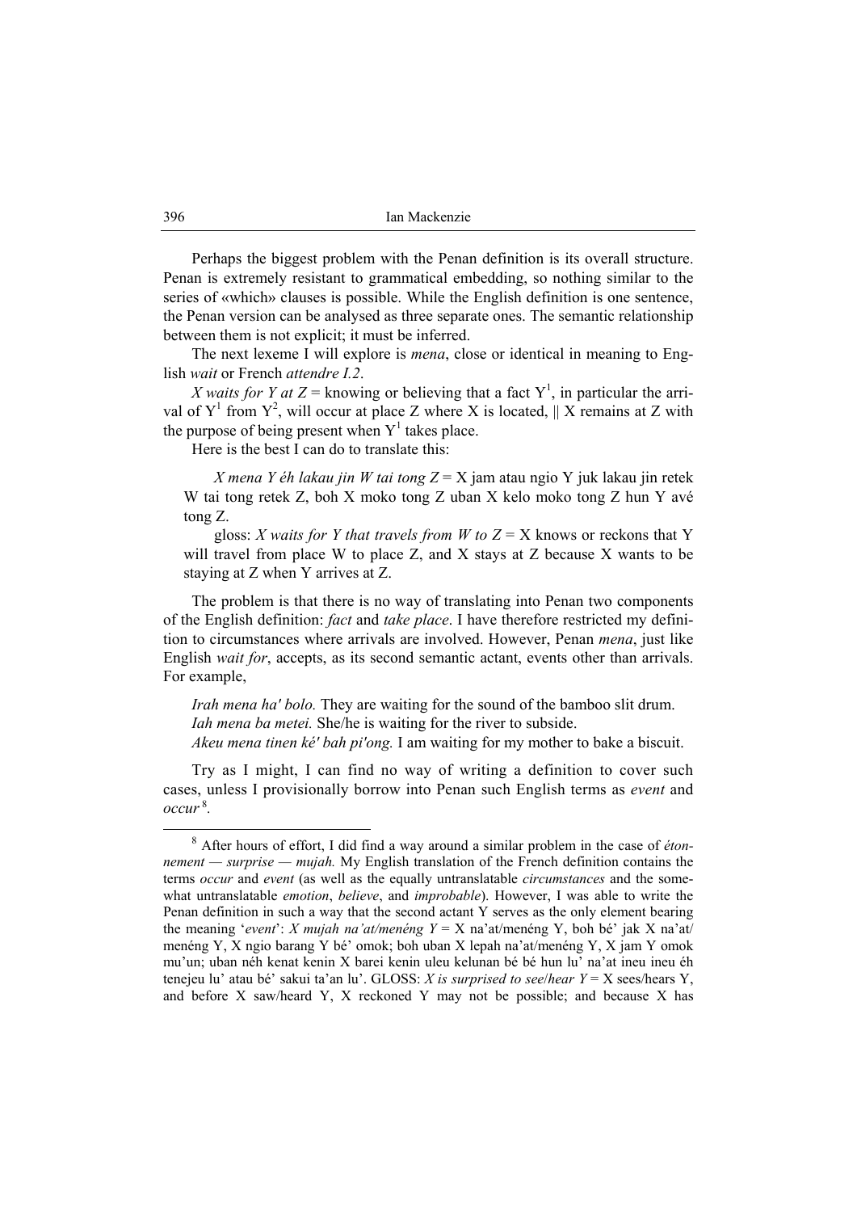Perhaps the biggest problem with the Penan definition is its overall structure. Penan is extremely resistant to grammatical embedding, so nothing similar to the series of «which» clauses is possible. While the English definition is one sentence, the Penan version can be analysed as three separate ones. The semantic relationship between them is not explicit; it must be inferred.

The next lexeme I will explore is *mena*, close or identical in meaning to English *wait* or French *attendre I.2*.

*X waits for Y at Z* = knowing or believing that a fact $Y^1$, in particular the arrival of $Y^1$ from $Y^2$, will occur at place Z where X is located, || X remains at Z with the purpose of being present when $Y^1$ takes place.

Here is the best I can do to translate this:

> *X mena Y éh lakau jin W tai tong Z* = X jam atau ngio Y juk lakau jin retek W tai tong retek Z, boh X moko tong Z uban X kelo moko tong Z hun Y avé tong Z.
>
> gloss: *X waits for Y that travels from W to Z* = X knows or reckons that Y will travel from place W to place Z, and X stays at Z because X wants to be staying at Z when Y arrives at Z.

The problem is that there is no way of translating into Penan two components of the English definition: *fact* and *take place*. I have therefore restricted my definition to circumstances where arrivals are involved. However, Penan *mena*, just like English *wait for*, accepts, as its second semantic actant, events other than arrivals. For example,

> *Irah mena ha' bolo.* They are waiting for the sound of the bamboo slit drum.
> *Iah mena ba metei.* She/he is waiting for the river to subside.
> *Akeu mena tinen ké' bah pi'ong.* I am waiting for my mother to bake a biscuit.

Try as I might, I can find no way of writing a definition to cover such cases, unless I provisionally borrow into Penan such English terms as *event* and *occur*[8].

---

[8] After hours of effort, I did find a way around a similar problem in the case of *étonnement — surprise — mujah.* My English translation of the French definition contains the terms *occur* and *event* (as well as the equally untranslatable *circumstances* and the somewhat untranslatable *emotion*, *believe*, and *improbable*). However, I was able to write the Penan definition in such a way that the second actant Y serves as the only element bearing the meaning '*event*': *X mujah na'at/menéng Y* = X na'at/menéng Y, boh bé' jak X na'at/menéng Y, X ngio barang Y bé' omok; boh uban X lepah na'at/menéng Y, X jam Y omok mu'un; uban néh kenat kenin X barei kenin uleu kelunan bé bé hun lu' na'at ineu ineu éh tenejeu lu' atau bé' sakui ta'an lu'. GLOSS: *X is surprised to see/hear Y* = X sees/hears Y, and before X saw/heard Y, X reckoned Y may not be possible; and because X has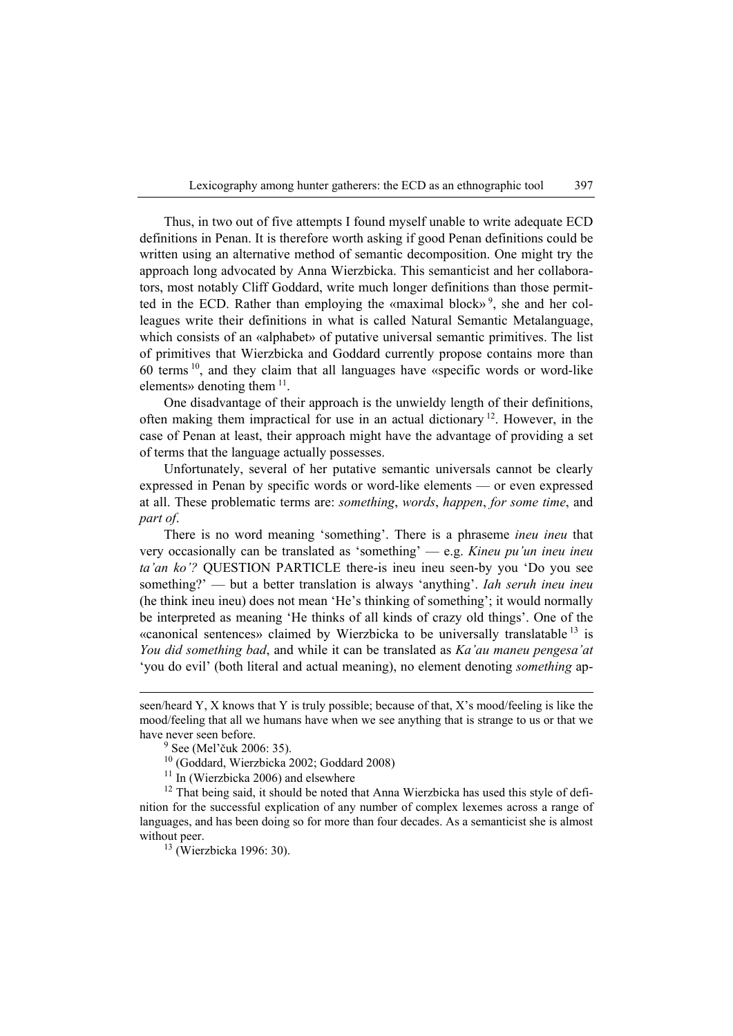Thus, in two out of five attempts I found myself unable to write adequate ECD definitions in Penan. It is therefore worth asking if good Penan definitions could be written using an alternative method of semantic decomposition. One might try the approach long advocated by Anna Wierzbicka. This semanticist and her collaborators, most notably Cliff Goddard, write much longer definitions than those permitted in the ECD. Rather than employing the «maximal block»[9], she and her colleagues write their definitions in what is called Natural Semantic Metalanguage, which consists of an «alphabet» of putative universal semantic primitives. The list of primitives that Wierzbicka and Goddard currently propose contains more than 60 terms[10], and they claim that all languages have «specific words or word-like elements» denoting them[11].

One disadvantage of their approach is the unwieldy length of their definitions, often making them impractical for use in an actual dictionary[12]. However, in the case of Penan at least, their approach might have the advantage of providing a set of terms that the language actually possesses.

Unfortunately, several of her putative semantic universals cannot be clearly expressed in Penan by specific words or word-like elements — or even expressed at all. These problematic terms are: *something*, *words*, *happen*, *for some time*, and *part of*.

There is no word meaning 'something'. There is a phraseme *ineu ineu* that very occasionally can be translated as 'something' — e.g. *Kineu pu'un ineu ineu ta'an ko'?* QUESTION PARTICLE there-is ineu ineu seen-by you 'Do you see something?' — but a better translation is always 'anything'. *Iah seruh ineu ineu* (he think ineu ineu) does not mean 'He's thinking of something'; it would normally be interpreted as meaning 'He thinks of all kinds of crazy old things'. One of the «canonical sentences» claimed by Wierzbicka to be universally translatable[13] is *You did something bad*, and while it can be translated as *Ka'au maneu pengesa'at* 'you do evil' (both literal and actual meaning), no element denoting *something* ap-

---

seen/heard Y, X knows that Y is truly possible; because of that, X's mood/feeling is like the mood/feeling that all we humans have when we see anything that is strange to us or that we have never seen before.

[9] See (Mel'čuk 2006: 35).

[10] (Goddard, Wierzbicka 2002; Goddard 2008)

[11] In (Wierzbicka 2006) and elsewhere

[12] That being said, it should be noted that Anna Wierzbicka has used this style of definition for the successful explication of any number of complex lexemes across a range of languages, and has been doing so for more than four decades. As a semanticist she is almost without peer.

[13] (Wierzbicka 1996: 30).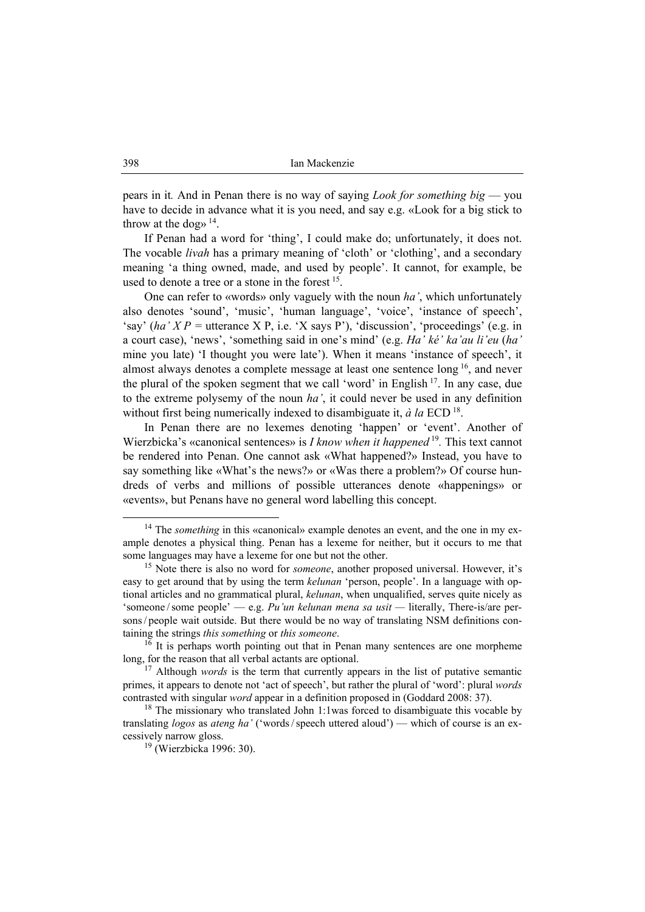pears in it. And in Penan there is no way of saying *Look for something big* — you have to decide in advance what it is you need, and say e.g. «Look for a big stick to throw at the dog» [14].

If Penan had a word for 'thing', I could make do; unfortunately, it does not. The vocable *livah* has a primary meaning of 'cloth' or 'clothing', and a secondary meaning 'a thing owned, made, and used by people'. It cannot, for example, be used to denote a tree or a stone in the forest [15].

One can refer to «words» only vaguely with the noun *ha'*, which unfortunately also denotes 'sound', 'music', 'human language', 'voice', 'instance of speech', 'say' (*ha' X P* = utterance X P, i.e. 'X says P'), 'discussion', 'proceedings' (e.g. in a court case), 'news', 'something said in one's mind' (e.g. *Ha' ké' ka'au li'eu* (*ha'* mine you late) 'I thought you were late'). When it means 'instance of speech', it almost always denotes a complete message at least one sentence long [16], and never the plural of the spoken segment that we call 'word' in English [17]. In any case, due to the extreme polysemy of the noun *ha'*, it could never be used in any definition without first being numerically indexed to disambiguate it, *à la* ECD [18].

In Penan there are no lexemes denoting 'happen' or 'event'. Another of Wierzbicka's «canonical sentences» is *I know when it happened* [19]. This text cannot be rendered into Penan. One cannot ask «What happened?» Instead, you have to say something like «What's the news?» or «Was there a problem?» Of course hundreds of verbs and millions of possible utterances denote «happenings» or «events», but Penans have no general word labelling this concept.

---

[14] The *something* in this «canonical» example denotes an event, and the one in my example denotes a physical thing. Penan has a lexeme for neither, but it occurs to me that some languages may have a lexeme for one but not the other.

[15] Note there is also no word for *someone*, another proposed universal. However, it's easy to get around that by using the term *kelunan* 'person, people'. In a language with optional articles and no grammatical plural, *kelunan*, when unqualified, serves quite nicely as 'someone / some people' — e.g. *Pu'un kelunan mena sa usit* — literally, There-is/are persons / people wait outside. But there would be no way of translating NSM definitions containing the strings *this something* or *this someone*.

[16] It is perhaps worth pointing out that in Penan many sentences are one morpheme long, for the reason that all verbal actants are optional.

[17] Although *words* is the term that currently appears in the list of putative semantic primes, it appears to denote not 'act of speech', but rather the plural of 'word': plural *words* contrasted with singular *word* appear in a definition proposed in (Goddard 2008: 37).

[18] The missionary who translated John 1:1was forced to disambiguate this vocable by translating *logos* as *ateng ha'* ('words / speech uttered aloud') — which of course is an excessively narrow gloss.

[19] (Wierzbicka 1996: 30).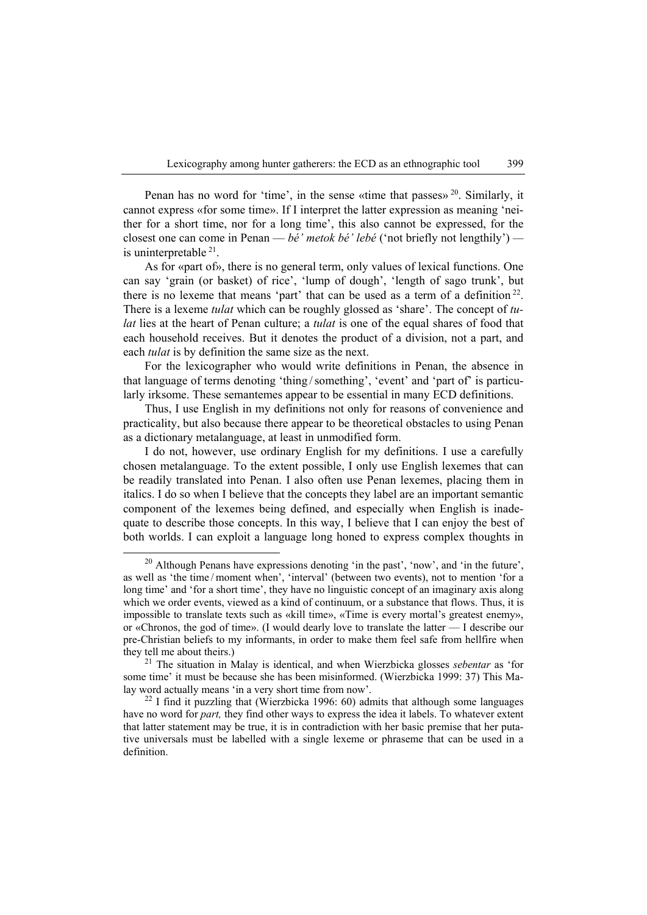Penan has no word for 'time', in the sense «time that passes» [20]. Similarly, it cannot express «for some time». If I interpret the latter expression as meaning 'neither for a short time, nor for a long time', this also cannot be expressed, for the closest one can come in Penan — *bé' metok bé' lebé* ('not briefly not lengthily') — is uninterpretable [21].

As for «part of», there is no general term, only values of lexical functions. One can say 'grain (or basket) of rice', 'lump of dough', 'length of sago trunk', but there is no lexeme that means 'part' that can be used as a term of a definition [22]. There is a lexeme *tulat* which can be roughly glossed as 'share'. The concept of *tulat* lies at the heart of Penan culture; a *tulat* is one of the equal shares of food that each household receives. But it denotes the product of a division, not a part, and each *tulat* is by definition the same size as the next.

For the lexicographer who would write definitions in Penan, the absence in that language of terms denoting 'thing / something', 'event' and 'part of' is particularly irksome. These semantemes appear to be essential in many ECD definitions.

Thus, I use English in my definitions not only for reasons of convenience and practicality, but also because there appear to be theoretical obstacles to using Penan as a dictionary metalanguage, at least in unmodified form.

I do not, however, use ordinary English for my definitions. I use a carefully chosen metalanguage. To the extent possible, I only use English lexemes that can be readily translated into Penan. I also often use Penan lexemes, placing them in italics. I do so when I believe that the concepts they label are an important semantic component of the lexemes being defined, and especially when English is inadequate to describe those concepts. In this way, I believe that I can enjoy the best of both worlds. I can exploit a language long honed to express complex thoughts in

---

[20] Although Penans have expressions denoting 'in the past', 'now', and 'in the future', as well as 'the time / moment when', 'interval' (between two events), not to mention 'for a long time' and 'for a short time', they have no linguistic concept of an imaginary axis along which we order events, viewed as a kind of continuum, or a substance that flows. Thus, it is impossible to translate texts such as «kill time», «Time is every mortal's greatest enemy», or «Chronos, the god of time». (I would dearly love to translate the latter — I describe our pre-Christian beliefs to my informants, in order to make them feel safe from hellfire when they tell me about theirs.)

[21] The situation in Malay is identical, and when Wierzbicka glosses *sebentar* as 'for some time' it must be because she has been misinformed. (Wierzbicka 1999: 37) This Malay word actually means 'in a very short time from now'.

[22] I find it puzzling that (Wierzbicka 1996: 60) admits that although some languages have no word for *part,* they find other ways to express the idea it labels. To whatever extent that latter statement may be true, it is in contradiction with her basic premise that her putative universals must be labelled with a single lexeme or phraseme that can be used in a definition.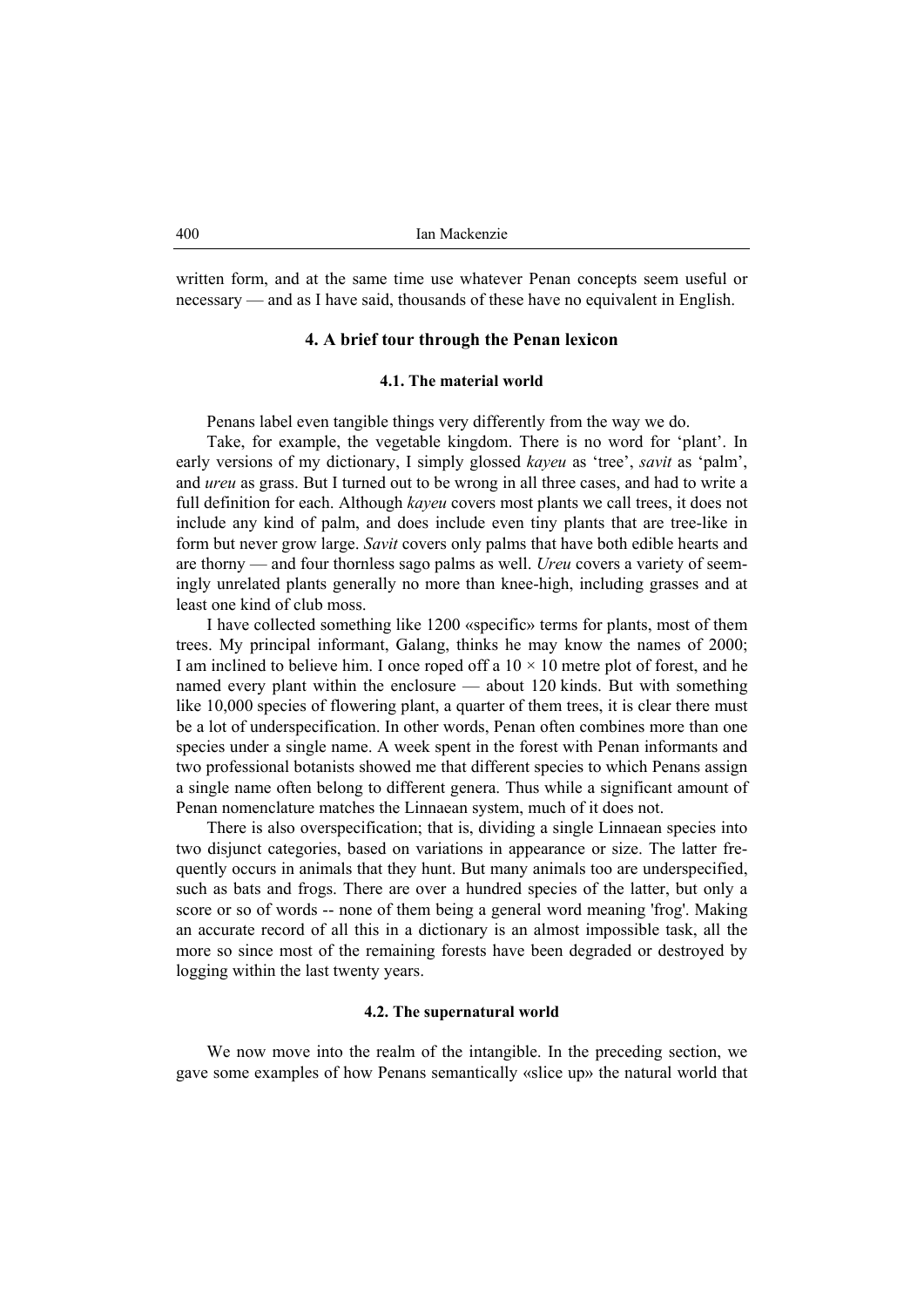written form, and at the same time use whatever Penan concepts seem useful or necessary — and as I have said, thousands of these have no equivalent in English.

### 4. A brief tour through the Penan lexicon

#### 4.1. The material world

Penans label even tangible things very differently from the way we do.

Take, for example, the vegetable kingdom. There is no word for 'plant'. In early versions of my dictionary, I simply glossed *kayeu* as 'tree', *savit* as 'palm', and *ureu* as grass. But I turned out to be wrong in all three cases, and had to write a full definition for each. Although *kayeu* covers most plants we call trees, it does not include any kind of palm, and does include even tiny plants that are tree-like in form but never grow large. *Savit* covers only palms that have both edible hearts and are thorny — and four thornless sago palms as well. *Ureu* covers a variety of seemingly unrelated plants generally no more than knee-high, including grasses and at least one kind of club moss.

I have collected something like 1200 «specific» terms for plants, most of them trees. My principal informant, Galang, thinks he may know the names of 2000; I am inclined to believe him. I once roped off a $10 \times 10$ metre plot of forest, and he named every plant within the enclosure — about 120 kinds. But with something like 10,000 species of flowering plant, a quarter of them trees, it is clear there must be a lot of underspecification. In other words, Penan often combines more than one species under a single name. A week spent in the forest with Penan informants and two professional botanists showed me that different species to which Penans assign a single name often belong to different genera. Thus while a significant amount of Penan nomenclature matches the Linnaean system, much of it does not.

There is also overspecification; that is, dividing a single Linnaean species into two disjunct categories, based on variations in appearance or size. The latter frequently occurs in animals that they hunt. But many animals too are underspecified, such as bats and frogs. There are over a hundred species of the latter, but only a score or so of words -- none of them being a general word meaning 'frog'. Making an accurate record of all this in a dictionary is an almost impossible task, all the more so since most of the remaining forests have been degraded or destroyed by logging within the last twenty years.

#### 4.2. The supernatural world

We now move into the realm of the intangible. In the preceding section, we gave some examples of how Penans semantically «slice up» the natural world that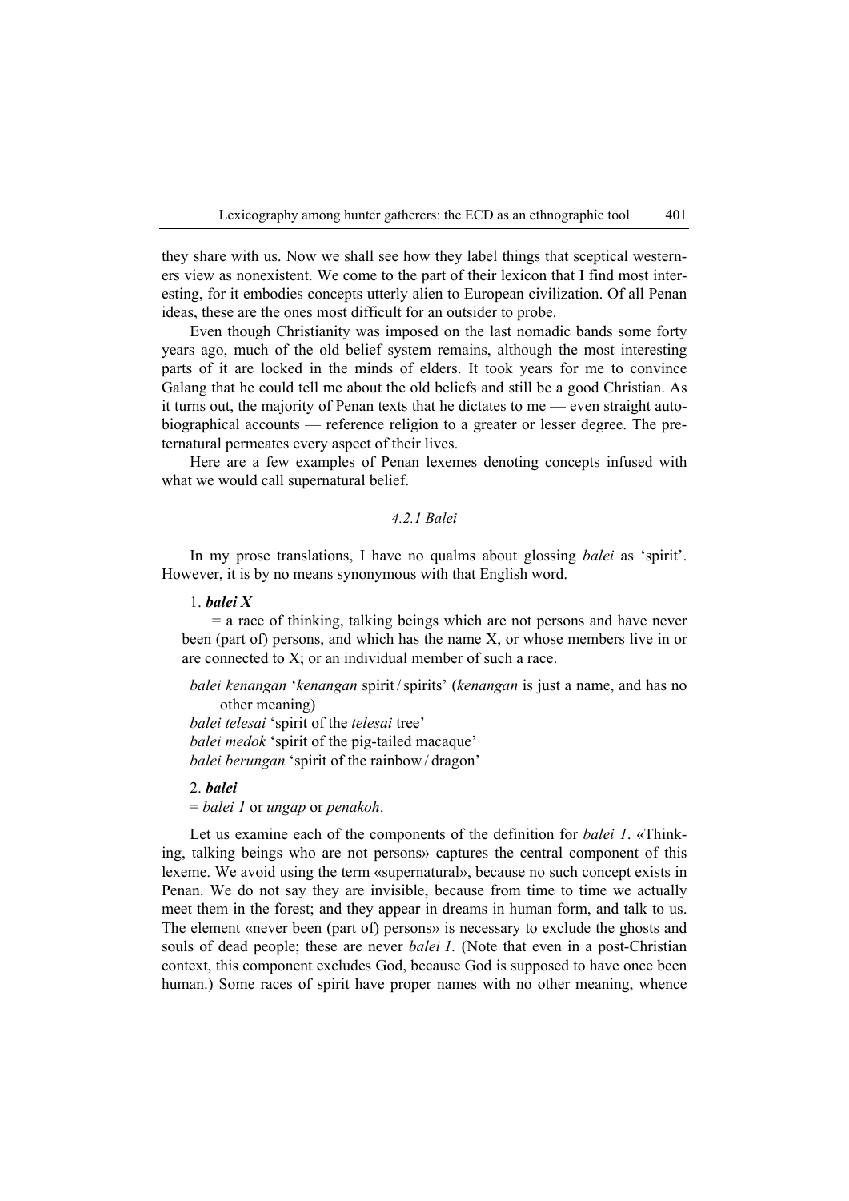they share with us. Now we shall see how they label things that sceptical westerners view as nonexistent. We come to the part of their lexicon that I find most interesting, for it embodies concepts utterly alien to European civilization. Of all Penan ideas, these are the ones most difficult for an outsider to probe.

Even though Christianity was imposed on the last nomadic bands some forty years ago, much of the old belief system remains, although the most interesting parts of it are locked in the minds of elders. It took years for me to convince Galang that he could tell me about the old beliefs and still be a good Christian. As it turns out, the majority of Penan texts that he dictates to me — even straight autobiographical accounts — reference religion to a greater or lesser degree. The preternatural permeates every aspect of their lives.

Here are a few examples of Penan lexemes denoting concepts infused with what we would call supernatural belief.

#### *4.2.1 Balei*

In my prose translations, I have no qualms about glossing *balei* as 'spirit'. However, it is by no means synonymous with that English word.

1. ***balei X***
   = a race of thinking, talking beings which are not persons and have never been (part of) persons, and which has the name X, or whose members live in or are connected to X; or an individual member of such a race.

   *balei kenangan* '*kenangan* spirit / spirits' (*kenangan* is just a name, and has no other meaning)
   *balei telesai* 'spirit of the *telesai* tree'
   *balei medok* 'spirit of the pig-tailed macaque'
   *balei berungan* 'spirit of the rainbow / dragon'

2. ***balei***
   = *balei 1* or *ungap* or *penakoh*.

Let us examine each of the components of the definition for *balei 1*. «Thinking, talking beings who are not persons» captures the central component of this lexeme. We avoid using the term «supernatural», because no such concept exists in Penan. We do not say they are invisible, because from time to time we actually meet them in the forest; and they appear in dreams in human form, and talk to us. The element «never been (part of) persons» is necessary to exclude the ghosts and souls of dead people; these are never *balei 1.* (Note that even in a post-Christian context, this component excludes God, because God is supposed to have once been human.) Some races of spirit have proper names with no other meaning, whence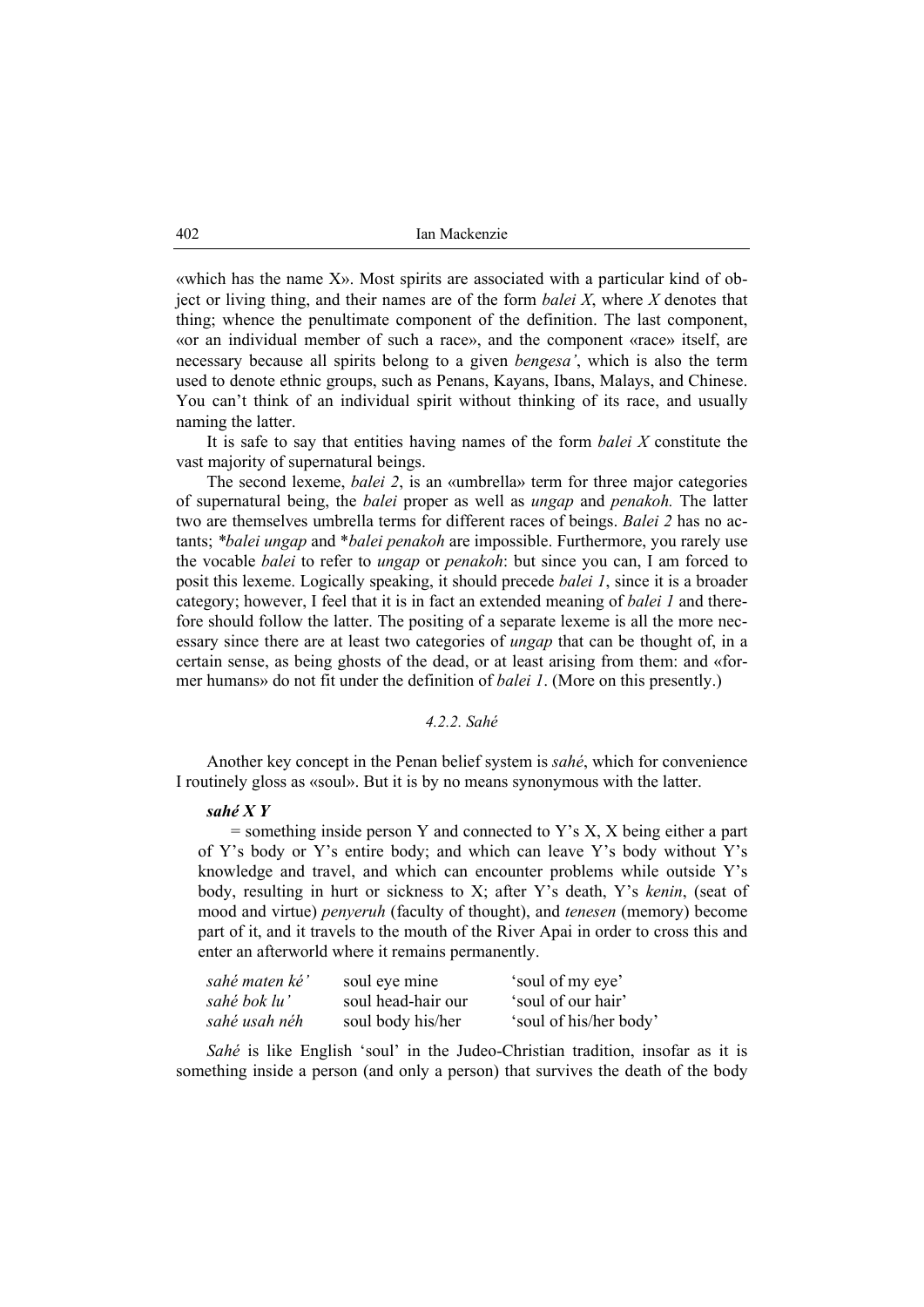«which has the name X». Most spirits are associated with a particular kind of object or living thing, and their names are of the form *balei X*, where *X* denotes that thing; whence the penultimate component of the definition. The last component, «or an individual member of such a race», and the component «race» itself, are necessary because all spirits belong to a given *bengesa'*, which is also the term used to denote ethnic groups, such as Penans, Kayans, Ibans, Malays, and Chinese. You can't think of an individual spirit without thinking of its race, and usually naming the latter.

It is safe to say that entities having names of the form *balei X* constitute the vast majority of supernatural beings.

The second lexeme, *balei 2*, is an «umbrella» term for three major categories of supernatural being, the *balei* proper as well as *ungap* and *penakoh.* The latter two are themselves umbrella terms for different races of beings. *Balei 2* has no actants; \**balei ungap* and \**balei penakoh* are impossible. Furthermore, you rarely use the vocable *balei* to refer to *ungap* or *penakoh*: but since you can, I am forced to posit this lexeme. Logically speaking, it should precede *balei 1*, since it is a broader category; however, I feel that it is in fact an extended meaning of *balei 1* and therefore should follow the latter. The positing of a separate lexeme is all the more necessary since there are at least two categories of *ungap* that can be thought of, in a certain sense, as being ghosts of the dead, or at least arising from them: and «former humans» do not fit under the definition of *balei 1*. (More on this presently.)

#### *4.2.2. Sahé*

Another key concept in the Penan belief system is *sahé*, which for convenience I routinely gloss as «soul». But it is by no means synonymous with the latter.

***sahé X Y***

= something inside person Y and connected to Y's X, X being either a part of Y's body or Y's entire body; and which can leave Y's body without Y's knowledge and travel, and which can encounter problems while outside Y's body, resulting in hurt or sickness to X; after Y's death, Y's *kenin*, (seat of mood and virtue) *penyeruh* (faculty of thought), and *tenesen* (memory) become part of it, and it travels to the mouth of the River Apai in order to cross this and enter an afterworld where it remains permanently.

| | | |
|---|---|---|
| *sahé maten ké'* | soul eye mine | 'soul of my eye' |
| *sahé bok lu'* | soul head-hair our | 'soul of our hair' |
| *sahé usah néh* | soul body his/her | 'soul of his/her body' |

*Sahé* is like English 'soul' in the Judeo-Christian tradition, insofar as it is something inside a person (and only a person) that survives the death of the body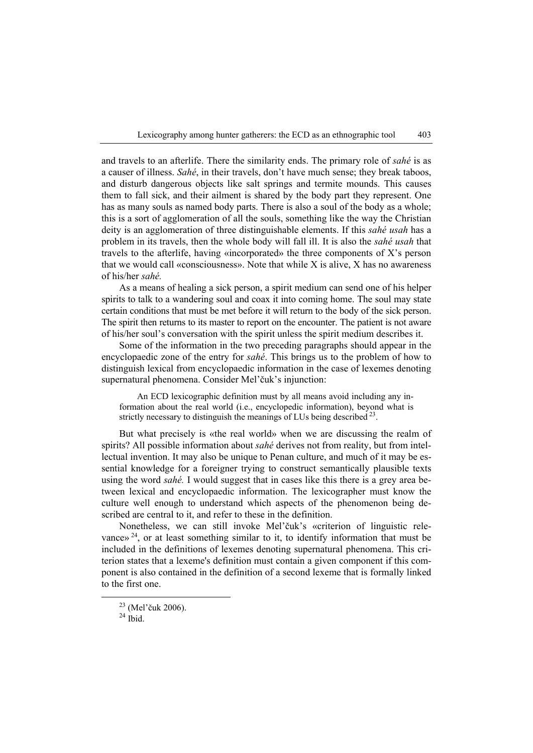and travels to an afterlife. There the similarity ends. The primary role of *sahé* is as a causer of illness. *Sahé*, in their travels, don't have much sense; they break taboos, and disturb dangerous objects like salt springs and termite mounds. This causes them to fall sick, and their ailment is shared by the body part they represent. One has as many souls as named body parts. There is also a soul of the body as a whole; this is a sort of agglomeration of all the souls, something like the way the Christian deity is an agglomeration of three distinguishable elements. If this *sahé usah* has a problem in its travels, then the whole body will fall ill. It is also the *sahé usah* that travels to the afterlife, having «incorporated» the three components of X's person that we would call «consciousness». Note that while X is alive, X has no awareness of his/her *sahé.*

As a means of healing a sick person, a spirit medium can send one of his helper spirits to talk to a wandering soul and coax it into coming home. The soul may state certain conditions that must be met before it will return to the body of the sick person. The spirit then returns to its master to report on the encounter. The patient is not aware of his/her soul's conversation with the spirit unless the spirit medium describes it.

Some of the information in the two preceding paragraphs should appear in the encyclopaedic zone of the entry for *sahé*. This brings us to the problem of how to distinguish lexical from encyclopaedic information in the case of lexemes denoting supernatural phenomena. Consider Mel'čuk's injunction:

> An ECD lexicographic definition must by all means avoid including any information about the real world (i.e., encyclopedic information), beyond what is strictly necessary to distinguish the meanings of LUs being described [23].

But what precisely is «the real world» when we are discussing the realm of spirits? All possible information about *sahé* derives not from reality, but from intellectual invention. It may also be unique to Penan culture, and much of it may be essential knowledge for a foreigner trying to construct semantically plausible texts using the word *sahé.* I would suggest that in cases like this there is a grey area between lexical and encyclopaedic information. The lexicographer must know the culture well enough to understand which aspects of the phenomenon being described are central to it, and refer to these in the definition.

Nonetheless, we can still invoke Mel'čuk's «criterion of linguistic relevance» [24], or at least something similar to it, to identify information that must be included in the definitions of lexemes denoting supernatural phenomena. This criterion states that a lexeme's definition must contain a given component if this component is also contained in the definition of a second lexeme that is formally linked to the first one.

[23] (Mel'čuk 2006).

[24] Ibid.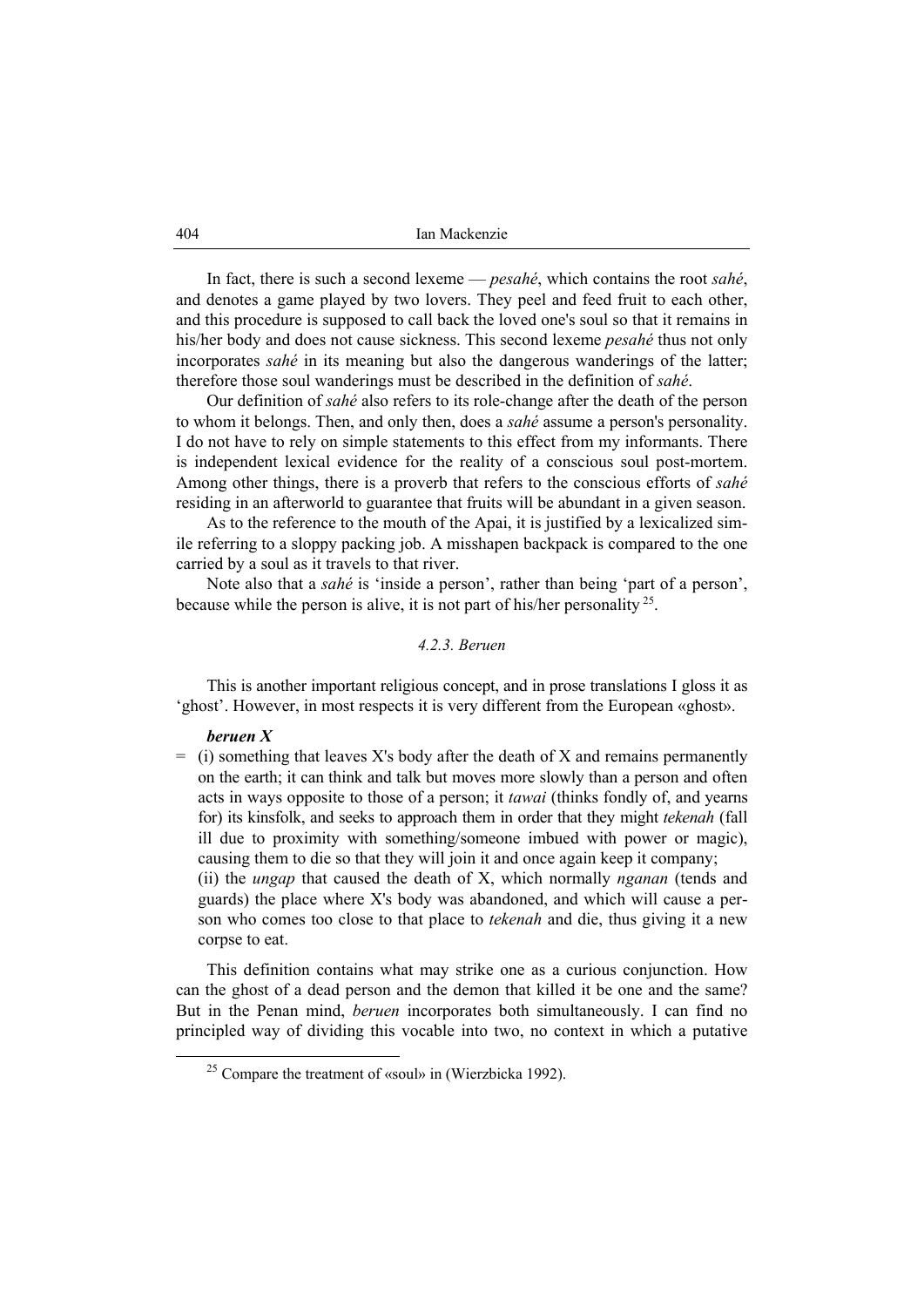In fact, there is such a second lexeme — *pesahé*, which contains the root *sahé*, and denotes a game played by two lovers. They peel and feed fruit to each other, and this procedure is supposed to call back the loved one's soul so that it remains in his/her body and does not cause sickness. This second lexeme *pesahé* thus not only incorporates *sahé* in its meaning but also the dangerous wanderings of the latter; therefore those soul wanderings must be described in the definition of *sahé*.

Our definition of *sahé* also refers to its role-change after the death of the person to whom it belongs. Then, and only then, does a *sahé* assume a person's personality. I do not have to rely on simple statements to this effect from my informants. There is independent lexical evidence for the reality of a conscious soul post-mortem. Among other things, there is a proverb that refers to the conscious efforts of *sahé* residing in an afterworld to guarantee that fruits will be abundant in a given season.

As to the reference to the mouth of the Apai, it is justified by a lexicalized simile referring to a sloppy packing job. A misshapen backpack is compared to the one carried by a soul as it travels to that river.

Note also that a *sahé* is 'inside a person', rather than being 'part of a person', because while the person is alive, it is not part of his/her personality [25].

### *4.2.3. Beruen*

This is another important religious concept, and in prose translations I gloss it as 'ghost'. However, in most respects it is very different from the European «ghost».

***beruen X***

= (i) something that leaves X's body after the death of X and remains permanently on the earth; it can think and talk but moves more slowly than a person and often acts in ways opposite to those of a person; it *tawai* (thinks fondly of, and yearns for) its kinsfolk, and seeks to approach them in order that they might *tekenah* (fall ill due to proximity with something/someone imbued with power or magic), causing them to die so that they will join it and once again keep it company;
(ii) the *ungap* that caused the death of X, which normally *nganan* (tends and guards) the place where X's body was abandoned, and which will cause a person who comes too close to that place to *tekenah* and die, thus giving it a new corpse to eat.

This definition contains what may strike one as a curious conjunction. How can the ghost of a dead person and the demon that killed it be one and the same? But in the Penan mind, *beruen* incorporates both simultaneously. I can find no principled way of dividing this vocable into two, no context in which a putative

[25] Compare the treatment of «soul» in (Wierzbicka 1992).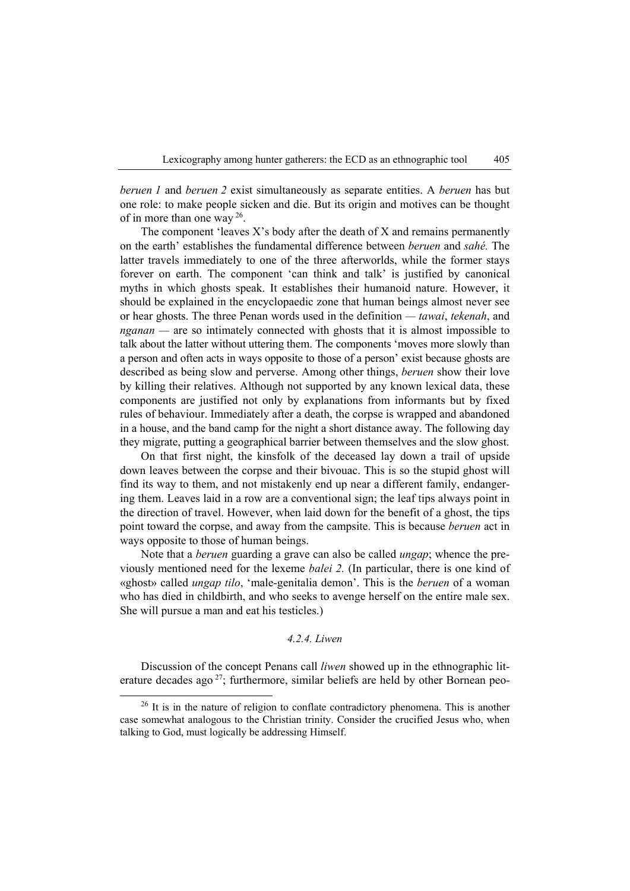*beruen 1* and *beruen 2* exist simultaneously as separate entities. A *beruen* has but one role: to make people sicken and die. But its origin and motives can be thought of in more than one way [26].

The component 'leaves X's body after the death of X and remains permanently on the earth' establishes the fundamental difference between *beruen* and *sahé.* The latter travels immediately to one of the three afterworlds, while the former stays forever on earth. The component 'can think and talk' is justified by canonical myths in which ghosts speak. It establishes their humanoid nature. However, it should be explained in the encyclopaedic zone that human beings almost never see or hear ghosts. The three Penan words used in the definition — *tawai*, *tekenah*, and *nganan* — are so intimately connected with ghosts that it is almost impossible to talk about the latter without uttering them. The components 'moves more slowly than a person and often acts in ways opposite to those of a person' exist because ghosts are described as being slow and perverse. Among other things, *beruen* show their love by killing their relatives. Although not supported by any known lexical data, these components are justified not only by explanations from informants but by fixed rules of behaviour. Immediately after a death, the corpse is wrapped and abandoned in a house, and the band camp for the night a short distance away. The following day they migrate, putting a geographical barrier between themselves and the slow ghost.

On that first night, the kinsfolk of the deceased lay down a trail of upside down leaves between the corpse and their bivouac. This is so the stupid ghost will find its way to them, and not mistakenly end up near a different family, endangering them. Leaves laid in a row are a conventional sign; the leaf tips always point in the direction of travel. However, when laid down for the benefit of a ghost, the tips point toward the corpse, and away from the campsite. This is because *beruen* act in ways opposite to those of human beings.

Note that a *beruen* guarding a grave can also be called *ungap*; whence the previously mentioned need for the lexeme *balei 2.* (In particular, there is one kind of «ghost» called *ungap tilo*, 'male-genitalia demon'. This is the *beruen* of a woman who has died in childbirth, and who seeks to avenge herself on the entire male sex. She will pursue a man and eat his testicles.)

#### *4.2.4. Liwen*

Discussion of the concept Penans call *liwen* showed up in the ethnographic literature decades ago [27]; furthermore, similar beliefs are held by other Bornean peo-

---

[26] It is in the nature of religion to conflate contradictory phenomena. This is another case somewhat analogous to the Christian trinity. Consider the crucified Jesus who, when talking to God, must logically be addressing Himself.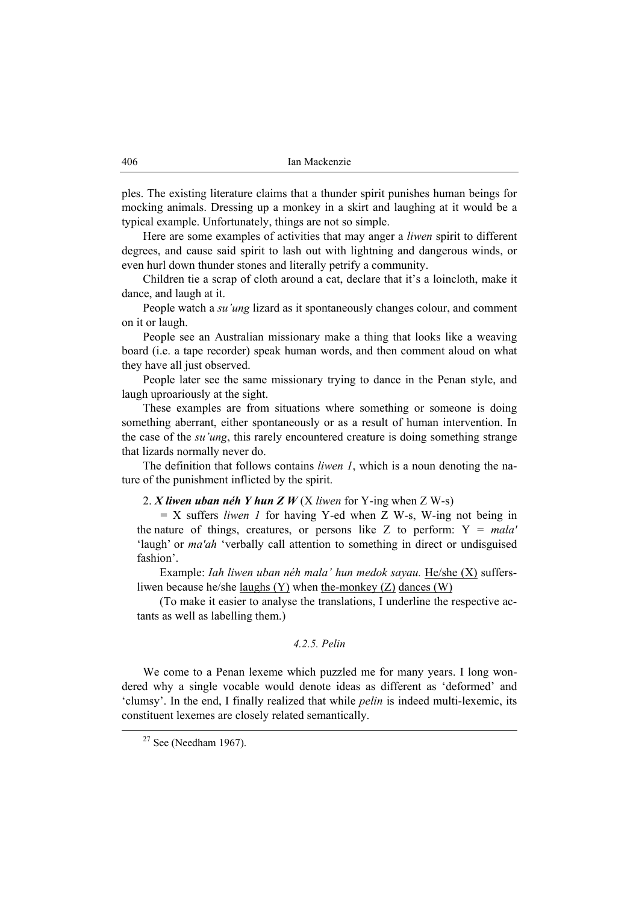ples. The existing literature claims that a thunder spirit punishes human beings for mocking animals. Dressing up a monkey in a skirt and laughing at it would be a typical example. Unfortunately, things are not so simple.

Here are some examples of activities that may anger a *liwen* spirit to different degrees, and cause said spirit to lash out with lightning and dangerous winds, or even hurl down thunder stones and literally petrify a community.

Children tie a scrap of cloth around a cat, declare that it's a loincloth, make it dance, and laugh at it.

People watch a *su'ung* lizard as it spontaneously changes colour, and comment on it or laugh.

People see an Australian missionary make a thing that looks like a weaving board (i.e. a tape recorder) speak human words, and then comment aloud on what they have all just observed.

People later see the same missionary trying to dance in the Penan style, and laugh uproariously at the sight.

These examples are from situations where something or someone is doing something aberrant, either spontaneously or as a result of human intervention. In the case of the *su'ung*, this rarely encountered creature is doing something strange that lizards normally never do.

The definition that follows contains *liwen 1*, which is a noun denoting the nature of the punishment inflicted by the spirit.

2. ***X liwen uban néh Y hun Z W*** (X *liwen* for Y-ing when Z W-s)

= X suffers *liwen 1* for having Y-ed when Z W-s, W-ing not being in the nature of things, creatures, or persons like Z to perform: Y = *mala'* 'laugh' or *ma'ah* 'verbally call attention to something in direct or undisguised fashion'.

Example: *Iah liwen uban néh mala' hun medok sayau.* <u>He/she (X)</u> suffers-liwen because he/she <u>laughs (Y)</u> when <u>the-monkey (Z)</u> <u>dances (W)</u>

(To make it easier to analyse the translations, I underline the respective actants as well as labelling them.)

#### *4.2.5. Pelin*

We come to a Penan lexeme which puzzled me for many years. I long wondered why a single vocable would denote ideas as different as 'deformed' and 'clumsy'. In the end, I finally realized that while *pelin* is indeed multi-lexemic, its constituent lexemes are closely related semantically.

[27] See (Needham 1967).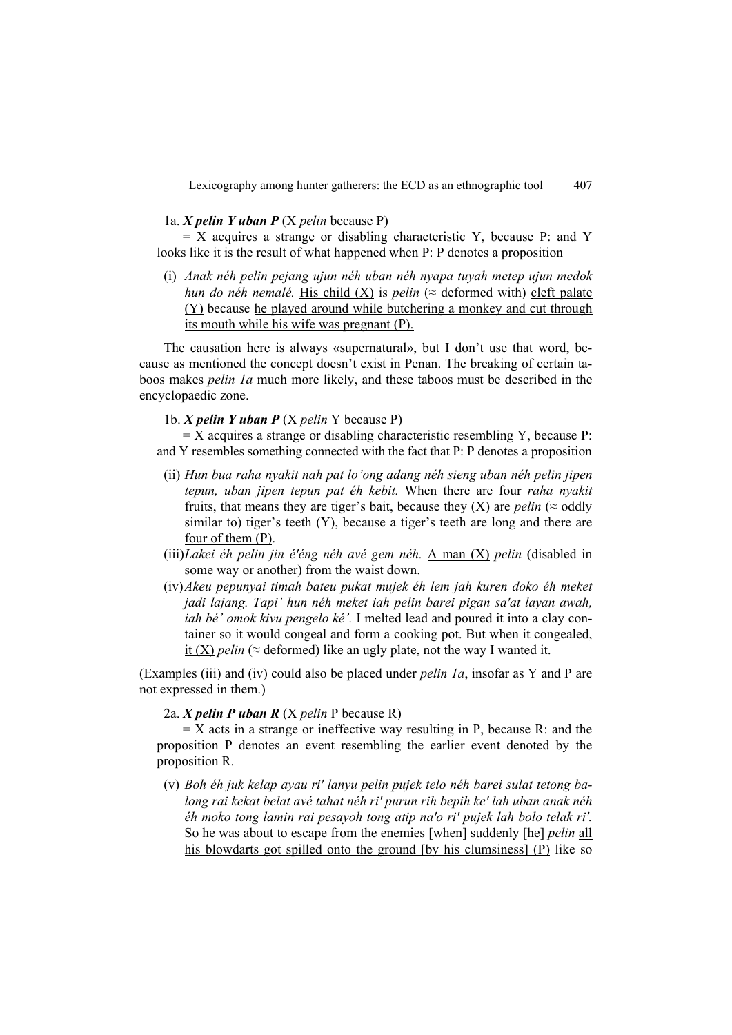1a. ***X pelin Y uban P*** (X *pelin* because P)

= X acquires a strange or disabling characteristic Y, because P: and Y looks like it is the result of what happened when P: P denotes a proposition

(i) *Anak néh pelin pejang ujun néh uban néh nyapa tuyah metep ujun medok hun do néh nemalé.* <u>His child (X)</u> is *pelin* (≈ deformed with) <u>cleft palate (Y)</u> because <u>he played around while butchering a monkey and cut through its mouth while his wife was pregnant (P).</u>

The causation here is always «supernatural», but I don't use that word, because as mentioned the concept doesn't exist in Penan. The breaking of certain taboos makes *pelin 1a* much more likely, and these taboos must be described in the encyclopaedic zone.

1b. ***X pelin Y uban P*** (X *pelin* Y because P)

= X acquires a strange or disabling characteristic resembling Y, because P: and Y resembles something connected with the fact that P: P denotes a proposition

(ii) *Hun bua raha nyakit nah pat lo'ong adang néh sieng uban néh pelin jipen tepun, uban jipen tepun pat éh kebit.* When there are four *raha nyakit* fruits, that means they are tiger's bait, because <u>they (X)</u> are *pelin* (≈ oddly similar to) <u>tiger's teeth (Y)</u>, because <u>a tiger's teeth are long and there are four of them (P)</u>.

(iii) *Lakei éh pelin jin é'éng néh avé gem néh.* <u>A man (X)</u> *pelin* (disabled in some way or another) from the waist down.

(iv) *Akeu pepunyai timah bateu pukat mujek éh lem jah kuren doko éh meket jadi lajang. Tapi' hun néh meket iah pelin barei pigan sa'at layan awah, iah bé' omok kivu pengelo ké'.* I melted lead and poured it into a clay container so it would congeal and form a cooking pot. But when it congealed, <u>it (X)</u> *pelin* (≈ deformed) like an ugly plate, not the way I wanted it.

(Examples (iii) and (iv) could also be placed under *pelin 1a*, insofar as Y and P are not expressed in them.)

2a. ***X pelin P uban R*** (X *pelin* P because R)

= X acts in a strange or ineffective way resulting in P, because R: and the proposition P denotes an event resembling the earlier event denoted by the proposition R.

(v) *Boh éh juk kelap ayau ri' lanyu pelin pujek telo néh barei sulat tetong balong rai kekat belat avé tahat néh ri' purun rih bepih ke' lah uban anak néh éh moko tong lamin rai pesayoh tong atip na'o ri' pujek lah bolo telak ri'.* So he was about to escape from the enemies [when] suddenly [he] *pelin* <u>all his blowdarts got spilled onto the ground [by his clumsiness] (P)</u> like so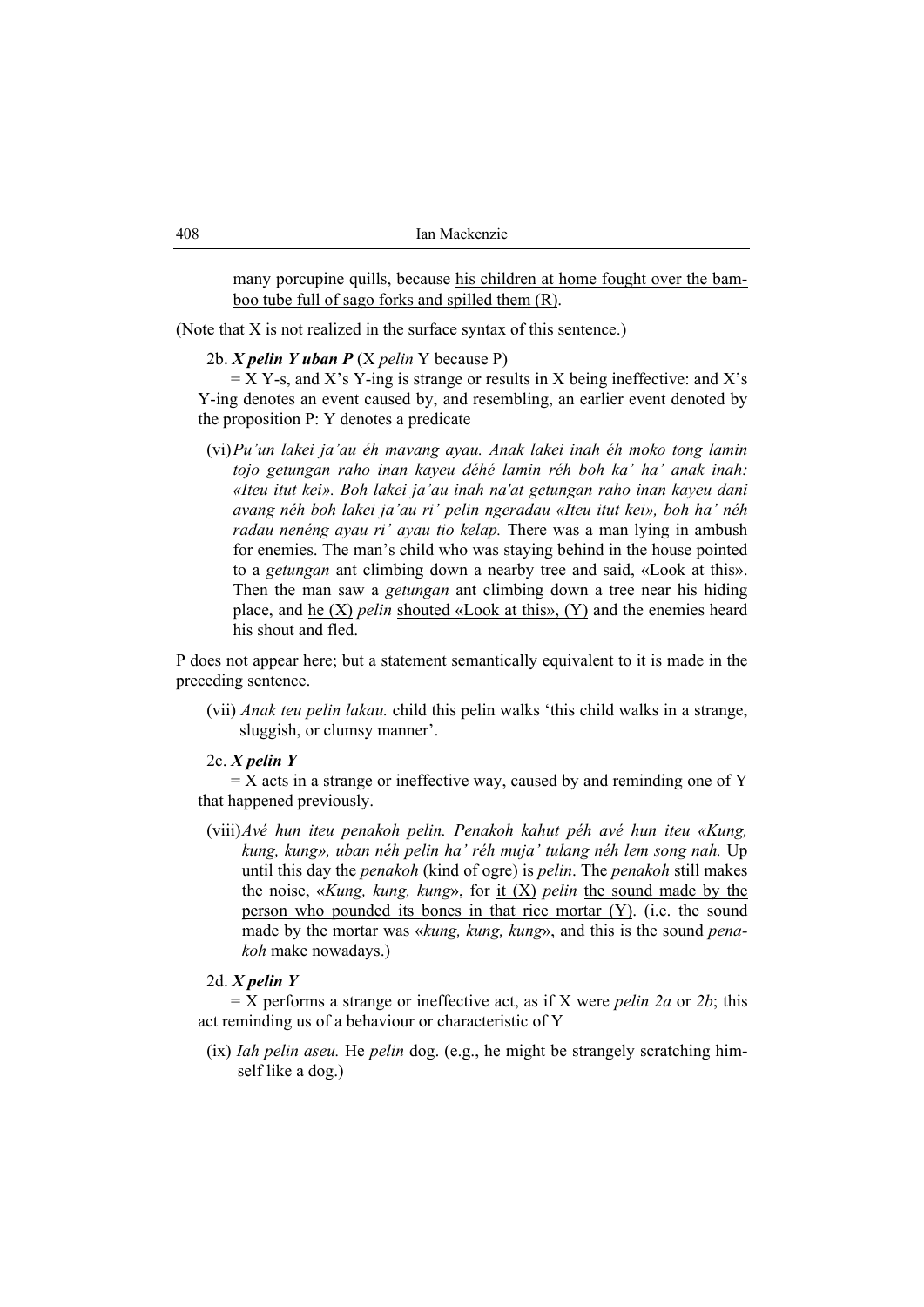many porcupine quills, because <u>his children at home fought over the bamboo tube full of sago forks and spilled them (R)</u>.

(Note that X is not realized in the surface syntax of this sentence.)

2b. ***X pelin Y uban P*** (X *pelin* Y because P)

= X Y-s, and X's Y-ing is strange or results in X being ineffective: and X's Y-ing denotes an event caused by, and resembling, an earlier event denoted by the proposition P: Y denotes a predicate

(vi) *Pu'un lakei ja'au éh mavang ayau. Anak lakei inah éh moko tong lamin tojo getungan raho inan kayeu déhé lamin réh boh ka' ha' anak inah: «Iteu itut kei». Boh lakei ja'au inah na'at getungan raho inan kayeu dani avang néh boh lakei ja'au ri' pelin ngeradau «Iteu itut kei», boh ha' néh radau nenéng ayau ri' ayau tio kelap.* There was a man lying in ambush for enemies. The man's child who was staying behind in the house pointed to a *getungan* ant climbing down a nearby tree and said, «Look at this». Then the man saw a *getungan* ant climbing down a tree near his hiding place, and <u>he (X)</u> *pelin* <u>shouted «Look at this», (Y)</u> and the enemies heard his shout and fled.

P does not appear here; but a statement semantically equivalent to it is made in the preceding sentence.

(vii) *Anak teu pelin lakau.* child this pelin walks 'this child walks in a strange, sluggish, or clumsy manner'.

2c. ***X pelin Y***

= X acts in a strange or ineffective way, caused by and reminding one of Y that happened previously.

(viii) *Avé hun iteu penakoh pelin. Penakoh kahut péh avé hun iteu «Kung, kung, kung», uban néh pelin ha' réh muja' tulang néh lem song nah.* Up until this day the *penakoh* (kind of ogre) is *pelin*. The *penakoh* still makes the noise, «*Kung, kung, kung*», for <u>it (X)</u> *pelin* <u>the sound made by the person who pounded its bones in that rice mortar (Y)</u>. (i.e. the sound made by the mortar was «*kung, kung, kung*», and this is the sound *penakoh* make nowadays.)

2d. ***X pelin Y***

= X performs a strange or ineffective act, as if X were *pelin 2a* or *2b*; this act reminding us of a behaviour or characteristic of Y

(ix) *Iah pelin aseu.* He *pelin* dog. (e.g., he might be strangely scratching himself like a dog.)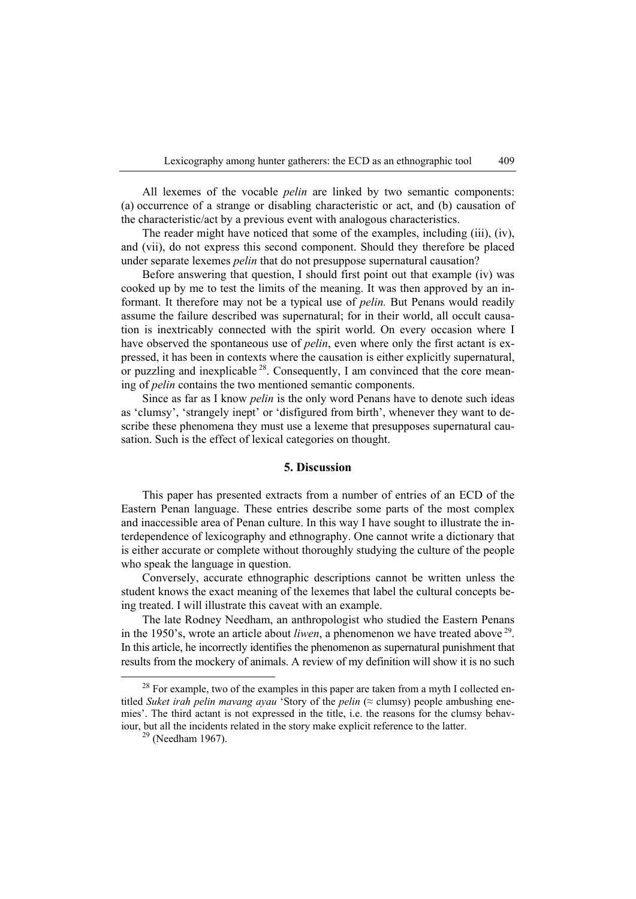All lexemes of the vocable *pelin* are linked by two semantic components: (a) occurrence of a strange or disabling characteristic or act, and (b) causation of the characteristic/act by a previous event with analogous characteristics.

The reader might have noticed that some of the examples, including (iii), (iv), and (vii), do not express this second component. Should they therefore be placed under separate lexemes *pelin* that do not presuppose supernatural causation?

Before answering that question, I should first point out that example (iv) was cooked up by me to test the limits of the meaning. It was then approved by an informant. It therefore may not be a typical use of *pelin.* But Penans would readily assume the failure described was supernatural; for in their world, all occult causation is inextricably connected with the spirit world. On every occasion where I have observed the spontaneous use of *pelin*, even where only the first actant is expressed, it has been in contexts where the causation is either explicitly supernatural, or puzzling and inexplicable [28]. Consequently, I am convinced that the core meaning of *pelin* contains the two mentioned semantic components.

Since as far as I know *pelin* is the only word Penans have to denote such ideas as 'clumsy', 'strangely inept' or 'disfigured from birth', whenever they want to describe these phenomena they must use a lexeme that presupposes supernatural causation. Such is the effect of lexical categories on thought.

## 5. Discussion

This paper has presented extracts from a number of entries of an ECD of the Eastern Penan language. These entries describe some parts of the most complex and inaccessible area of Penan culture. In this way I have sought to illustrate the interdependence of lexicography and ethnography. One cannot write a dictionary that is either accurate or complete without thoroughly studying the culture of the people who speak the language in question.

Conversely, accurate ethnographic descriptions cannot be written unless the student knows the exact meaning of the lexemes that label the cultural concepts being treated. I will illustrate this caveat with an example.

The late Rodney Needham, an anthropologist who studied the Eastern Penans in the 1950's, wrote an article about *liwen*, a phenomenon we have treated above [29]. In this article, he incorrectly identifies the phenomenon as supernatural punishment that results from the mockery of animals. A review of my definition will show it is no such

---

[28] For example, two of the examples in this paper are taken from a myth I collected entitled *Suket irah pelin mavang ayau* 'Story of the *pelin* (≈ clumsy) people ambushing enemies'. The third actant is not expressed in the title, i.e. the reasons for the clumsy behaviour, but all the incidents related in the story make explicit reference to the latter.

[29] (Needham 1967).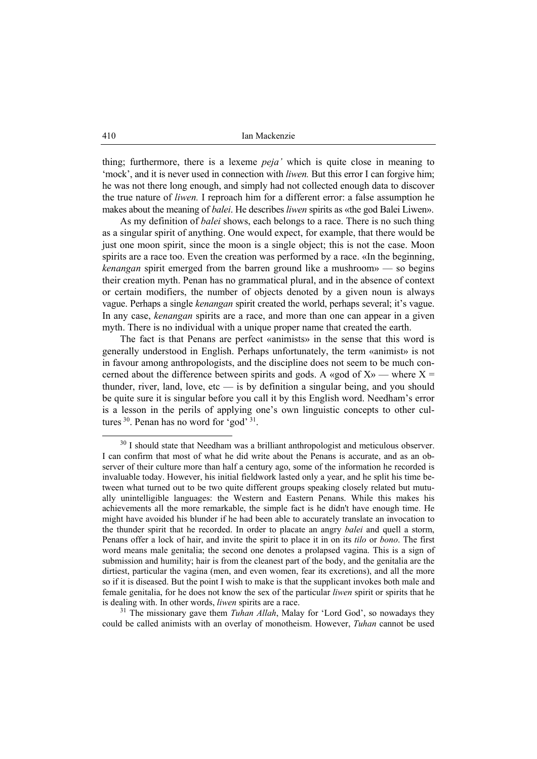thing; furthermore, there is a lexeme *peja'* which is quite close in meaning to 'mock', and it is never used in connection with *liwen.* But this error I can forgive him; he was not there long enough, and simply had not collected enough data to discover the true nature of *liwen.* I reproach him for a different error: a false assumption he makes about the meaning of *balei*. He describes *liwen* spirits as «the god Balei Liwen».

As my definition of *balei* shows, each belongs to a race. There is no such thing as a singular spirit of anything. One would expect, for example, that there would be just one moon spirit, since the moon is a single object; this is not the case. Moon spirits are a race too. Even the creation was performed by a race. «In the beginning, *kenangan* spirit emerged from the barren ground like a mushroom» — so begins their creation myth. Penan has no grammatical plural, and in the absence of context or certain modifiers, the number of objects denoted by a given noun is always vague. Perhaps a single *kenangan* spirit created the world, perhaps several; it's vague. In any case, *kenangan* spirits are a race, and more than one can appear in a given myth. There is no individual with a unique proper name that created the earth.

The fact is that Penans are perfect «animists» in the sense that this word is generally understood in English. Perhaps unfortunately, the term «animist» is not in favour among anthropologists, and the discipline does not seem to be much concerned about the difference between spirits and gods. A «god of X» — where X = thunder, river, land, love, etc — is by definition a singular being, and you should be quite sure it is singular before you call it by this English word. Needham's error is a lesson in the perils of applying one's own linguistic concepts to other cultures [30]. Penan has no word for 'god' [31].

---

[30] I should state that Needham was a brilliant anthropologist and meticulous observer. I can confirm that most of what he did write about the Penans is accurate, and as an observer of their culture more than half a century ago, some of the information he recorded is invaluable today. However, his initial fieldwork lasted only a year, and he split his time between what turned out to be two quite different groups speaking closely related but mutually unintelligible languages: the Western and Eastern Penans. While this makes his achievements all the more remarkable, the simple fact is he didn't have enough time. He might have avoided his blunder if he had been able to accurately translate an invocation to the thunder spirit that he recorded. In order to placate an angry *balei* and quell a storm, Penans offer a lock of hair, and invite the spirit to place it in on its *tilo* or *bono*. The first word means male genitalia; the second one denotes a prolapsed vagina. This is a sign of submission and humility; hair is from the cleanest part of the body, and the genitalia are the dirtiest, particular the vagina (men, and even women, fear its excretions), and all the more so if it is diseased. But the point I wish to make is that the supplicant invokes both male and female genitalia, for he does not know the sex of the particular *liwen* spirit or spirits that he is dealing with. In other words, *liwen* spirits are a race.

[31] The missionary gave them *Tuhan Allah*, Malay for 'Lord God', so nowadays they could be called animists with an overlay of monotheism. However, *Tuhan* cannot be used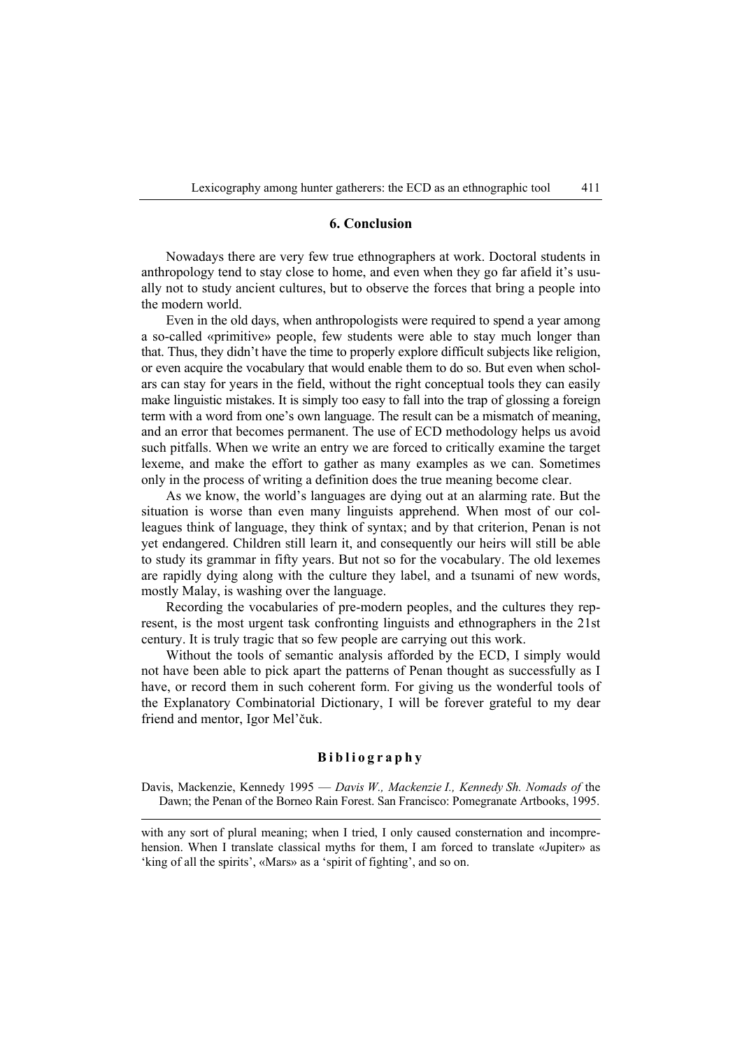## 6. Conclusion

Nowadays there are very few true ethnographers at work. Doctoral students in anthropology tend to stay close to home, and even when they go far afield it's usually not to study ancient cultures, but to observe the forces that bring a people into the modern world.

Even in the old days, when anthropologists were required to spend a year among a so-called «primitive» people, few students were able to stay much longer than that. Thus, they didn't have the time to properly explore difficult subjects like religion, or even acquire the vocabulary that would enable them to do so. But even when scholars can stay for years in the field, without the right conceptual tools they can easily make linguistic mistakes. It is simply too easy to fall into the trap of glossing a foreign term with a word from one's own language. The result can be a mismatch of meaning, and an error that becomes permanent. The use of ECD methodology helps us avoid such pitfalls. When we write an entry we are forced to critically examine the target lexeme, and make the effort to gather as many examples as we can. Sometimes only in the process of writing a definition does the true meaning become clear.

As we know, the world's languages are dying out at an alarming rate. But the situation is worse than even many linguists apprehend. When most of our colleagues think of language, they think of syntax; and by that criterion, Penan is not yet endangered. Children still learn it, and consequently our heirs will still be able to study its grammar in fifty years. But not so for the vocabulary. The old lexemes are rapidly dying along with the culture they label, and a tsunami of new words, mostly Malay, is washing over the language.

Recording the vocabularies of pre-modern peoples, and the cultures they represent, is the most urgent task confronting linguists and ethnographers in the 21st century. It is truly tragic that so few people are carrying out this work.

Without the tools of semantic analysis afforded by the ECD, I simply would not have been able to pick apart the patterns of Penan thought as successfully as I have, or record them in such coherent form. For giving us the wonderful tools of the Explanatory Combinatorial Dictionary, I will be forever grateful to my dear friend and mentor, Igor Mel'čuk.

## Bibliography

Davis, Mackenzie, Kennedy 1995 — *Davis W., Mackenzie I., Kennedy Sh. Nomads of* the Dawn; the Penan of the Borneo Rain Forest. San Francisco: Pomegranate Artbooks, 1995.

---

with any sort of plural meaning; when I tried, I only caused consternation and incomprehension. When I translate classical myths for them, I am forced to translate «Jupiter» as 'king of all the spirits', «Mars» as a 'spirit of fighting', and so on.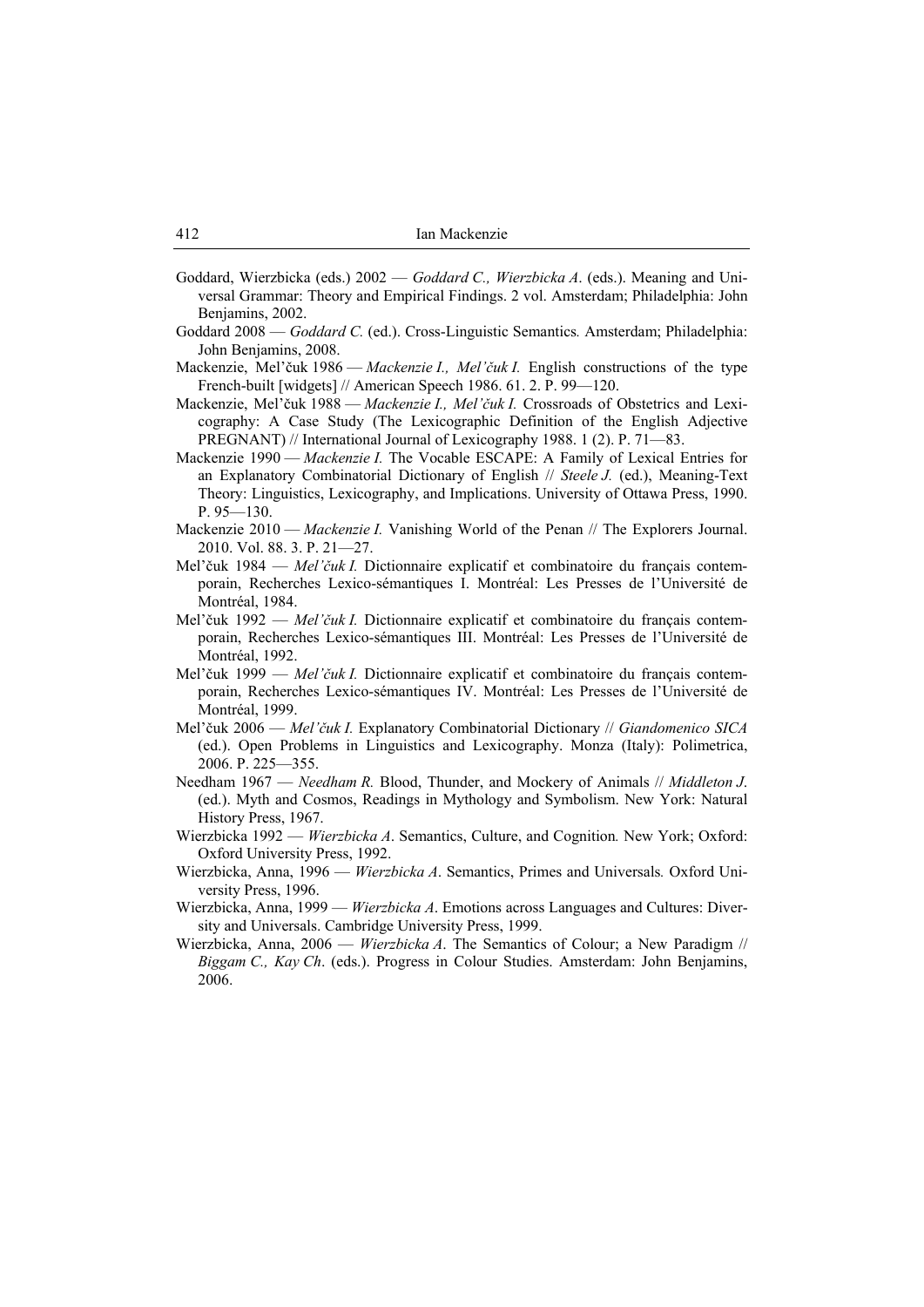Goddard, Wierzbicka (eds.) 2002 — *Goddard C., Wierzbicka A*. (eds.). Meaning and Universal Grammar: Theory and Empirical Findings. 2 vol. Amsterdam; Philadelphia: John Benjamins, 2002.

Goddard 2008 — *Goddard C.* (ed.). Cross-Linguistic Semantics*.* Amsterdam; Philadelphia: John Benjamins, 2008.

Mackenzie, Mel'čuk 1986 — *Mackenzie I., Mel'čuk I.* English constructions of the type French-built [widgets] // American Speech 1986. 61. 2. P. 99—120.

Mackenzie, Mel'čuk 1988 — *Mackenzie I., Mel'čuk I.* Crossroads of Obstetrics and Lexicography: A Case Study (The Lexicographic Definition of the English Adjective PREGNANT) // International Journal of Lexicography 1988. 1 (2). P. 71—83.

Mackenzie 1990 — *Mackenzie I.* The Vocable ESCAPE: A Family of Lexical Entries for an Explanatory Combinatorial Dictionary of English // *Steele J.* (ed.), Meaning-Text Theory: Linguistics, Lexicography, and Implications. University of Ottawa Press, 1990. P. 95—130.

Mackenzie 2010 — *Mackenzie I.* Vanishing World of the Penan // The Explorers Journal. 2010. Vol. 88. 3. P. 21—27.

Mel'čuk 1984 — *Mel'čuk I.* Dictionnaire explicatif et combinatoire du français contemporain, Recherches Lexico-sémantiques I. Montréal: Les Presses de l'Université de Montréal, 1984.

Mel'čuk 1992 — *Mel'čuk I.* Dictionnaire explicatif et combinatoire du français contemporain, Recherches Lexico-sémantiques III. Montréal: Les Presses de l'Université de Montréal, 1992.

Mel'čuk 1999 — *Mel'čuk I.* Dictionnaire explicatif et combinatoire du français contemporain, Recherches Lexico-sémantiques IV. Montréal: Les Presses de l'Université de Montréal, 1999.

Mel'čuk 2006 — *Mel'čuk I.* Explanatory Combinatorial Dictionary // *Giandomenico SICA* (ed.). Open Problems in Linguistics and Lexicography. Monza (Italy): Polimetrica, 2006. P. 225—355.

Needham 1967 — *Needham R.* Blood, Thunder, and Mockery of Animals // *Middleton J*. (ed.). Myth and Cosmos, Readings in Mythology and Symbolism. New York: Natural History Press, 1967.

Wierzbicka 1992 — *Wierzbicka A*. Semantics, Culture, and Cognition*.* New York; Oxford: Oxford University Press, 1992.

Wierzbicka, Anna, 1996 — *Wierzbicka A*. Semantics, Primes and Universals*.* Oxford University Press, 1996.

Wierzbicka, Anna, 1999 — *Wierzbicka A*. Emotions across Languages and Cultures: Diversity and Universals. Cambridge University Press, 1999.

Wierzbicka, Anna, 2006 — *Wierzbicka A*. The Semantics of Colour; a New Paradigm // *Biggam C., Kay Ch*. (eds.). Progress in Colour Studies. Amsterdam: John Benjamins, 2006.